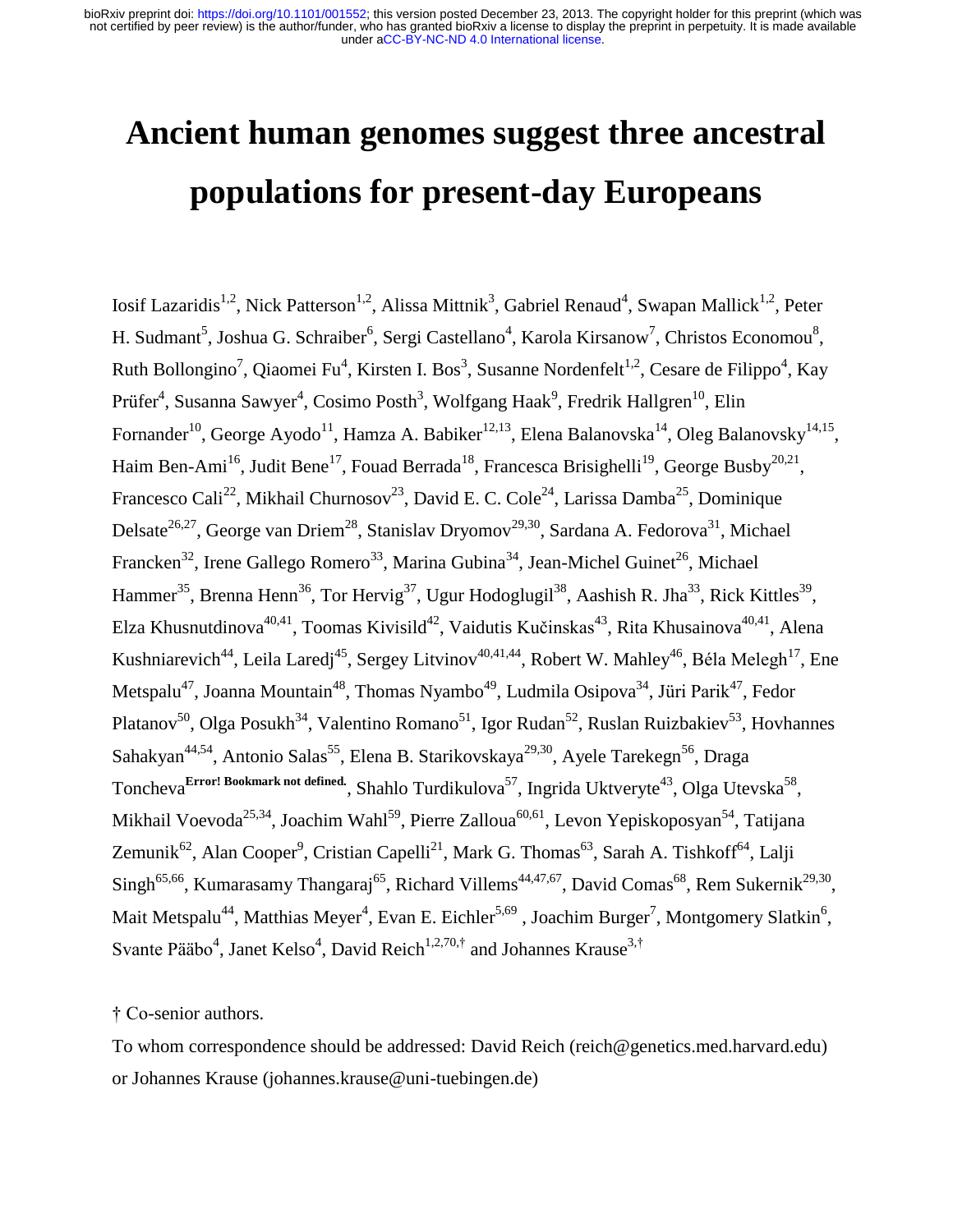bioRxiv preprint doi: https://doi.org/10.1101/001552; this version posted December 23, 2013. The copyright holder for this preprint (which was not certified by peer review) is the author/funder, who has granted bioRxiv a license to display the preprint in perpetuity. It is made available under aCC-BY-NC-ND 4.0 International license.

# Ancient human genomes suggest three ancestral populations for present-day Europeans

Iosif Lazaridis[1,2], Nick Patterson[1,2], Alissa Mittnik[3], Gabriel Renaud[4], Swapan Mallick[1,2], Peter H. Sudmant[5], Joshua G. Schraiber[6], Sergi Castellano[4], Karola Kirsanow[7], Christos Economou[8], Ruth Bollongino[7], Qiaomei Fu[4], Kirsten I. Bos[3], Susanne Nordenfelt[1,2], Cesare de Filippo[4], Kay Prüfer[4], Susanna Sawyer[4], Cosimo Posth[3], Wolfgang Haak[9], Fredrik Hallgren[10], Elin Fornander[10], George Ayodo[11], Hamza A. Babiker[12,13], Elena Balanovska[14], Oleg Balanovsky[14,15], Haim Ben-Ami[16], Judit Bene[17], Fouad Berrada[18], Francesca Brisighelli[19], George Busby[20,21], Francesco Cali[22], Mikhail Churnosov[23], David E. C. Cole[24], Larissa Damba[25], Dominique Delsate[26,27], George van Driem[28], Stanislav Dryomov[29,30], Sardana A. Fedorova[31], Michael Francken[32], Irene Gallego Romero[33], Marina Gubina[34], Jean-Michel Guinet[26], Michael Hammer[35], Brenna Henn[36], Tor Hervig[37], Ugur Hodoglugil[38], Aashish R. Jha[33], Rick Kittles[39], Elza Khusnutdinova[40,41], Toomas Kivisild[42], Vaidutis Kučinskas[43], Rita Khusainova[40,41], Alena Kushniarevich[44], Leila Laredj[45], Sergey Litvinov[40,41,44], Robert W. Mahley[46], Béla Melegh[17], Ene Metspalu[47], Joanna Mountain[48], Thomas Nyambo[49], Ludmila Osipova[34], Jüri Parik[47], Fedor Platanov[50], Olga Posukh[34], Valentino Romano[51], Igor Rudan[52], Ruslan Ruizbakiev[53], Hovhannes Sahakyan[44,54], Antonio Salas[55], Elena B. Starikovskaya[29,30], Ayele Tarekegn[56], Draga Toncheva[Error! Bookmark not defined.], Shahlo Turdikulova[57], Ingrida Uktveryte[43], Olga Utevska[58], Mikhail Voevoda[25,34], Joachim Wahl[59], Pierre Zalloua[60,61], Levon Yepiskoposyan[54], Tatijana Zemunik[62], Alan Cooper[9], Cristian Capelli[21], Mark G. Thomas[63], Sarah A. Tishkoff[64], Lalji Singh[65,66], Kumarasamy Thangaraj[65], Richard Villems[44,47,67], David Comas[68], Rem Sukernik[29,30], Mait Metspalu[44], Matthias Meyer[4], Evan E. Eichler[5,69], Joachim Burger[7], Montgomery Slatkin[6], Svante Pääbo[4], Janet Kelso[4], David Reich[1,2,70,†] and Johannes Krause[3,†]

† Co-senior authors.

To whom correspondence should be addressed: David Reich (reich@genetics.med.harvard.edu) or Johannes Krause (johannes.krause@uni-tuebingen.de)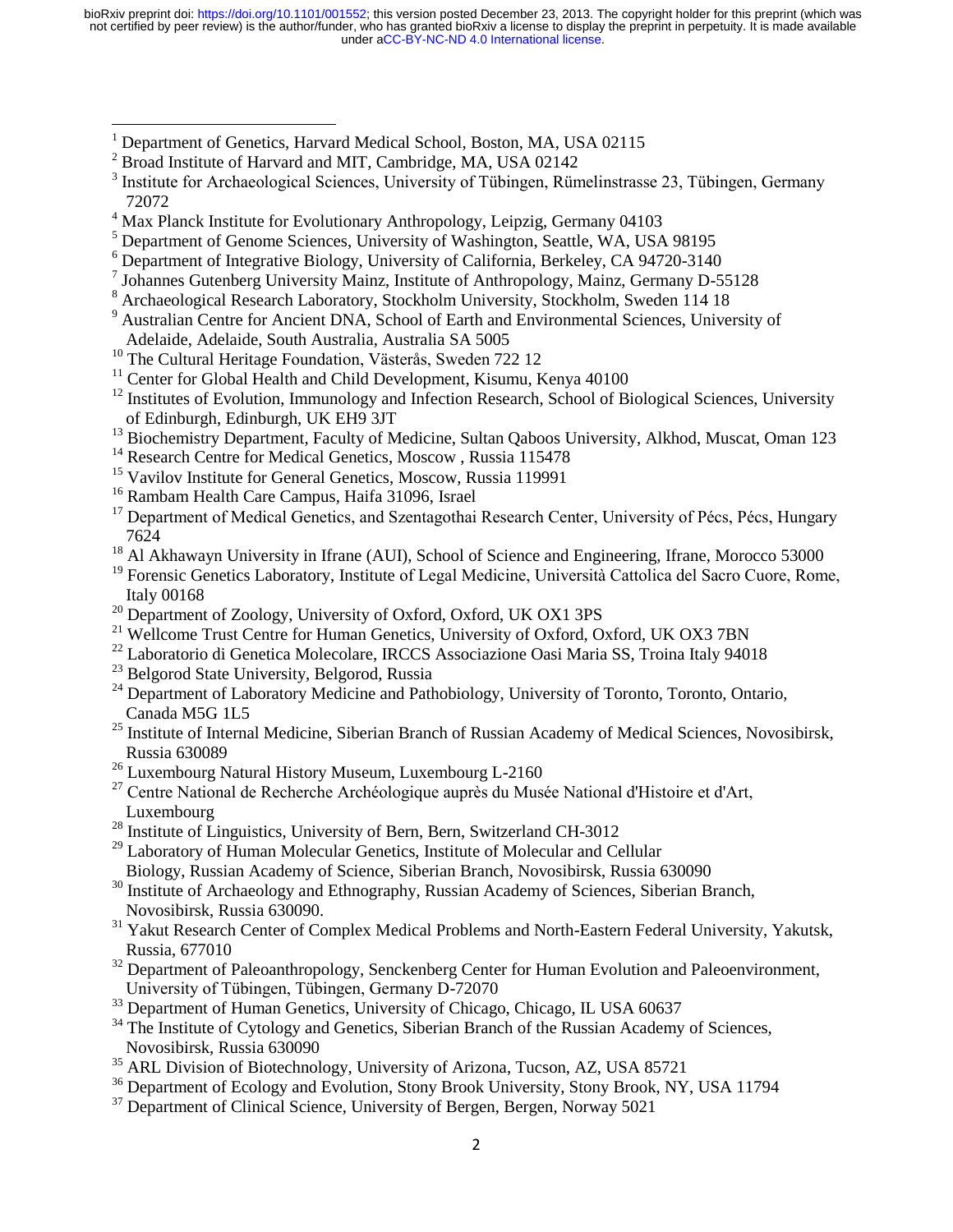[1] Department of Genetics, Harvard Medical School, Boston, MA, USA 02115

[2] Broad Institute of Harvard and MIT, Cambridge, MA, USA 02142

[3] Institute for Archaeological Sciences, University of Tübingen, Rümelinstrasse 23, Tübingen, Germany 72072

[4] Max Planck Institute for Evolutionary Anthropology, Leipzig, Germany 04103

[5] Department of Genome Sciences, University of Washington, Seattle, WA, USA 98195

[6] Department of Integrative Biology, University of California, Berkeley, CA 94720-3140

[7] Johannes Gutenberg University Mainz, Institute of Anthropology, Mainz, Germany D-55128

[8] Archaeological Research Laboratory, Stockholm University, Stockholm, Sweden 114 18

[9] Australian Centre for Ancient DNA, School of Earth and Environmental Sciences, University of Adelaide, Adelaide, South Australia, Australia SA 5005

[10] The Cultural Heritage Foundation, Västerås, Sweden 722 12

[11] Center for Global Health and Child Development, Kisumu, Kenya 40100

[12] Institutes of Evolution, Immunology and Infection Research, School of Biological Sciences, University of Edinburgh, Edinburgh, UK EH9 3JT

[13] Biochemistry Department, Faculty of Medicine, Sultan Qaboos University, Alkhod, Muscat, Oman 123

[14] Research Centre for Medical Genetics, Moscow , Russia 115478

[15] Vavilov Institute for General Genetics, Moscow, Russia 119991

[16] Rambam Health Care Campus, Haifa 31096, Israel

[17] Department of Medical Genetics, and Szentagothai Research Center, University of Pécs, Pécs, Hungary 7624

[18] Al Akhawayn University in Ifrane (AUI), School of Science and Engineering, Ifrane, Morocco 53000

[19] Forensic Genetics Laboratory, Institute of Legal Medicine, Università Cattolica del Sacro Cuore, Rome, Italy 00168

[20] Department of Zoology, University of Oxford, Oxford, UK OX1 3PS

[21] Wellcome Trust Centre for Human Genetics, University of Oxford, Oxford, UK OX3 7BN

[22] Laboratorio di Genetica Molecolare, IRCCS Associazione Oasi Maria SS, Troina Italy 94018

[23] Belgorod State University, Belgorod, Russia

[24] Department of Laboratory Medicine and Pathobiology, University of Toronto, Toronto, Ontario, Canada M5G 1L5

[25] Institute of Internal Medicine, Siberian Branch of Russian Academy of Medical Sciences, Novosibirsk, Russia 630089

[26] Luxembourg Natural History Museum, Luxembourg L-2160

[27] Centre National de Recherche Archéologique auprès du Musée National d'Histoire et d'Art, Luxembourg

[28] Institute of Linguistics, University of Bern, Bern, Switzerland CH-3012

[29] Laboratory of Human Molecular Genetics, Institute of Molecular and Cellular Biology, Russian Academy of Science, Siberian Branch, Novosibirsk, Russia 630090

[30] Institute of Archaeology and Ethnography, Russian Academy of Sciences, Siberian Branch, Novosibirsk, Russia 630090.

[31] Yakut Research Center of Complex Medical Problems and North-Eastern Federal University, Yakutsk, Russia, 677010

[32] Department of Paleoanthropology, Senckenberg Center for Human Evolution and Paleoenvironment, University of Tübingen, Tübingen, Germany D-72070

[33] Department of Human Genetics, University of Chicago, Chicago, IL USA 60637

[34] The Institute of Cytology and Genetics, Siberian Branch of the Russian Academy of Sciences, Novosibirsk, Russia 630090

[35] ARL Division of Biotechnology, University of Arizona, Tucson, AZ, USA 85721

[36] Department of Ecology and Evolution, Stony Brook University, Stony Brook, NY, USA 11794

[37] Department of Clinical Science, University of Bergen, Bergen, Norway 5021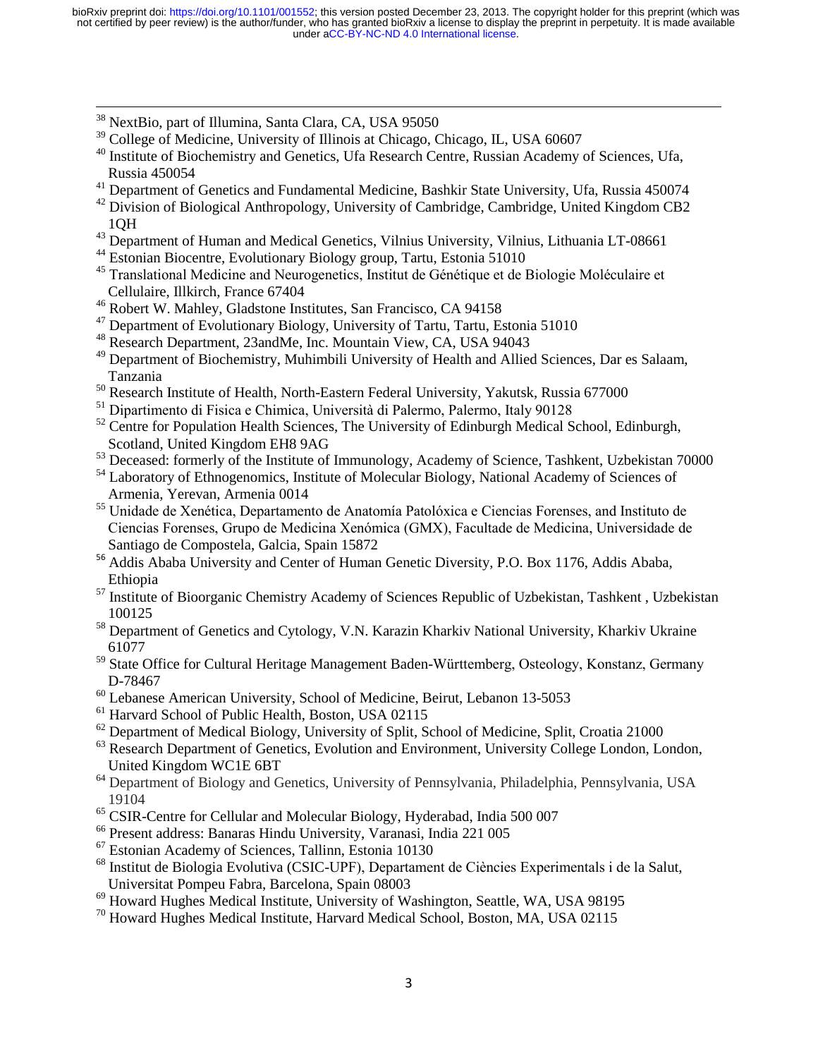[38] NextBio, part of Illumina, Santa Clara, CA, USA 95050
[39] College of Medicine, University of Illinois at Chicago, Chicago, IL, USA 60607
[40] Institute of Biochemistry and Genetics, Ufa Research Centre, Russian Academy of Sciences, Ufa, Russia 450054
[41] Department of Genetics and Fundamental Medicine, Bashkir State University, Ufa, Russia 450074
[42] Division of Biological Anthropology, University of Cambridge, Cambridge, United Kingdom CB2 1QH
[43] Department of Human and Medical Genetics, Vilnius University, Vilnius, Lithuania LT-08661
[44] Estonian Biocentre, Evolutionary Biology group, Tartu, Estonia 51010
[45] Translational Medicine and Neurogenetics, Institut de Génétique et de Biologie Moléculaire et Cellulaire, Illkirch, France 67404
[46] Robert W. Mahley, Gladstone Institutes, San Francisco, CA 94158
[47] Department of Evolutionary Biology, University of Tartu, Tartu, Estonia 51010
[48] Research Department, 23andMe, Inc. Mountain View, CA, USA 94043
[49] Department of Biochemistry, Muhimbili University of Health and Allied Sciences, Dar es Salaam, Tanzania
[50] Research Institute of Health, North-Eastern Federal University, Yakutsk, Russia 677000
[51] Dipartimento di Fisica e Chimica, Università di Palermo, Palermo, Italy 90128
[52] Centre for Population Health Sciences, The University of Edinburgh Medical School, Edinburgh, Scotland, United Kingdom EH8 9AG
[53] Deceased: formerly of the Institute of Immunology, Academy of Science, Tashkent, Uzbekistan 70000
[54] Laboratory of Ethnogenomics, Institute of Molecular Biology, National Academy of Sciences of Armenia, Yerevan, Armenia 0014
[55] Unidade de Xenética, Departamento de Anatomía Patolóxica e Ciencias Forenses, and Instituto de Ciencias Forenses, Grupo de Medicina Xenómica (GMX), Facultade de Medicina, Universidade de Santiago de Compostela, Galcia, Spain 15872
[56] Addis Ababa University and Center of Human Genetic Diversity, P.O. Box 1176, Addis Ababa, Ethiopia
[57] Institute of Bioorganic Chemistry Academy of Sciences Republic of Uzbekistan, Tashkent , Uzbekistan 100125
[58] Department of Genetics and Cytology, V.N. Karazin Kharkiv National University, Kharkiv Ukraine 61077
[59] State Office for Cultural Heritage Management Baden-Württemberg, Osteology, Konstanz, Germany D-78467
[60] Lebanese American University, School of Medicine, Beirut, Lebanon 13-5053
[61] Harvard School of Public Health, Boston, USA 02115
[62] Department of Medical Biology, University of Split, School of Medicine, Split, Croatia 21000
[63] Research Department of Genetics, Evolution and Environment, University College London, London, United Kingdom WC1E 6BT
[64] Department of Biology and Genetics, University of Pennsylvania, Philadelphia, Pennsylvania, USA 19104
[65] CSIR-Centre for Cellular and Molecular Biology, Hyderabad, India 500 007
[66] Present address: Banaras Hindu University, Varanasi, India 221 005
[67] Estonian Academy of Sciences, Tallinn, Estonia 10130
[68] Institut de Biologia Evolutiva (CSIC-UPF), Departament de Ciències Experimentals i de la Salut, Universitat Pompeu Fabra, Barcelona, Spain 08003
[69] Howard Hughes Medical Institute, University of Washington, Seattle, WA, USA 98195
[70] Howard Hughes Medical Institute, Harvard Medical School, Boston, MA, USA 02115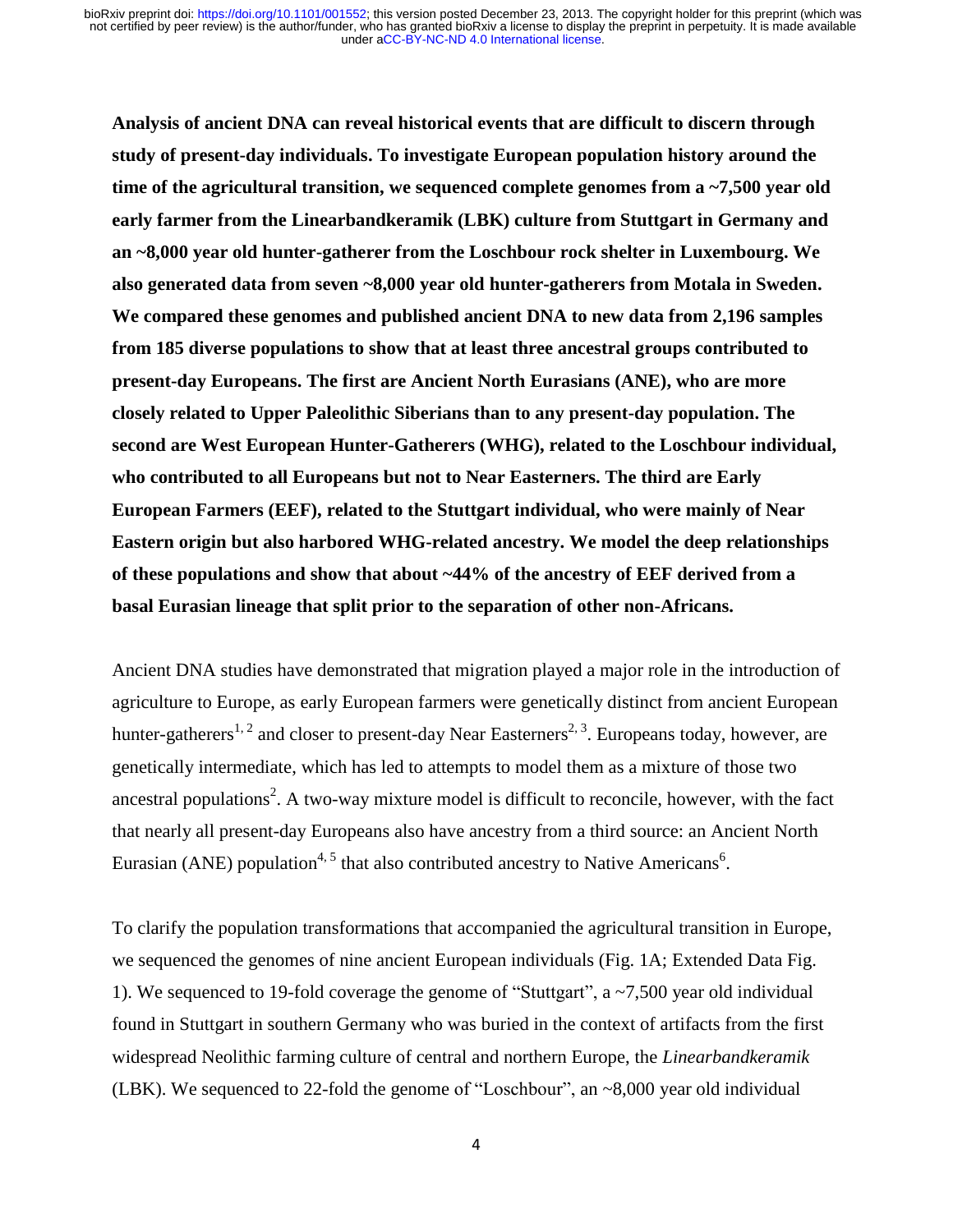**Analysis of ancient DNA can reveal historical events that are difficult to discern through study of present-day individuals. To investigate European population history around the time of the agricultural transition, we sequenced complete genomes from a ~7,500 year old early farmer from the Linearbandkeramik (LBK) culture from Stuttgart in Germany and an ~8,000 year old hunter-gatherer from the Loschbour rock shelter in Luxembourg. We also generated data from seven ~8,000 year old hunter-gatherers from Motala in Sweden. We compared these genomes and published ancient DNA to new data from 2,196 samples from 185 diverse populations to show that at least three ancestral groups contributed to present-day Europeans. The first are Ancient North Eurasians (ANE), who are more closely related to Upper Paleolithic Siberians than to any present-day population. The second are West European Hunter-Gatherers (WHG), related to the Loschbour individual, who contributed to all Europeans but not to Near Easterners. The third are Early European Farmers (EEF), related to the Stuttgart individual, who were mainly of Near Eastern origin but also harbored WHG-related ancestry. We model the deep relationships of these populations and show that about ~44% of the ancestry of EEF derived from a basal Eurasian lineage that split prior to the separation of other non-Africans.**

Ancient DNA studies have demonstrated that migration played a major role in the introduction of agriculture to Europe, as early European farmers were genetically distinct from ancient European hunter-gatherers[1, 2] and closer to present-day Near Easterners[2, 3]. Europeans today, however, are genetically intermediate, which has led to attempts to model them as a mixture of those two ancestral populations[2]. A two-way mixture model is difficult to reconcile, however, with the fact that nearly all present-day Europeans also have ancestry from a third source: an Ancient North Eurasian (ANE) population[4, 5] that also contributed ancestry to Native Americans[6].

To clarify the population transformations that accompanied the agricultural transition in Europe, we sequenced the genomes of nine ancient European individuals (Fig. 1A; Extended Data Fig. 1). We sequenced to 19-fold coverage the genome of "Stuttgart", a ~7,500 year old individual found in Stuttgart in southern Germany who was buried in the context of artifacts from the first widespread Neolithic farming culture of central and northern Europe, the *Linearbandkeramik* (LBK). We sequenced to 22-fold the genome of "Loschbour", an ~8,000 year old individual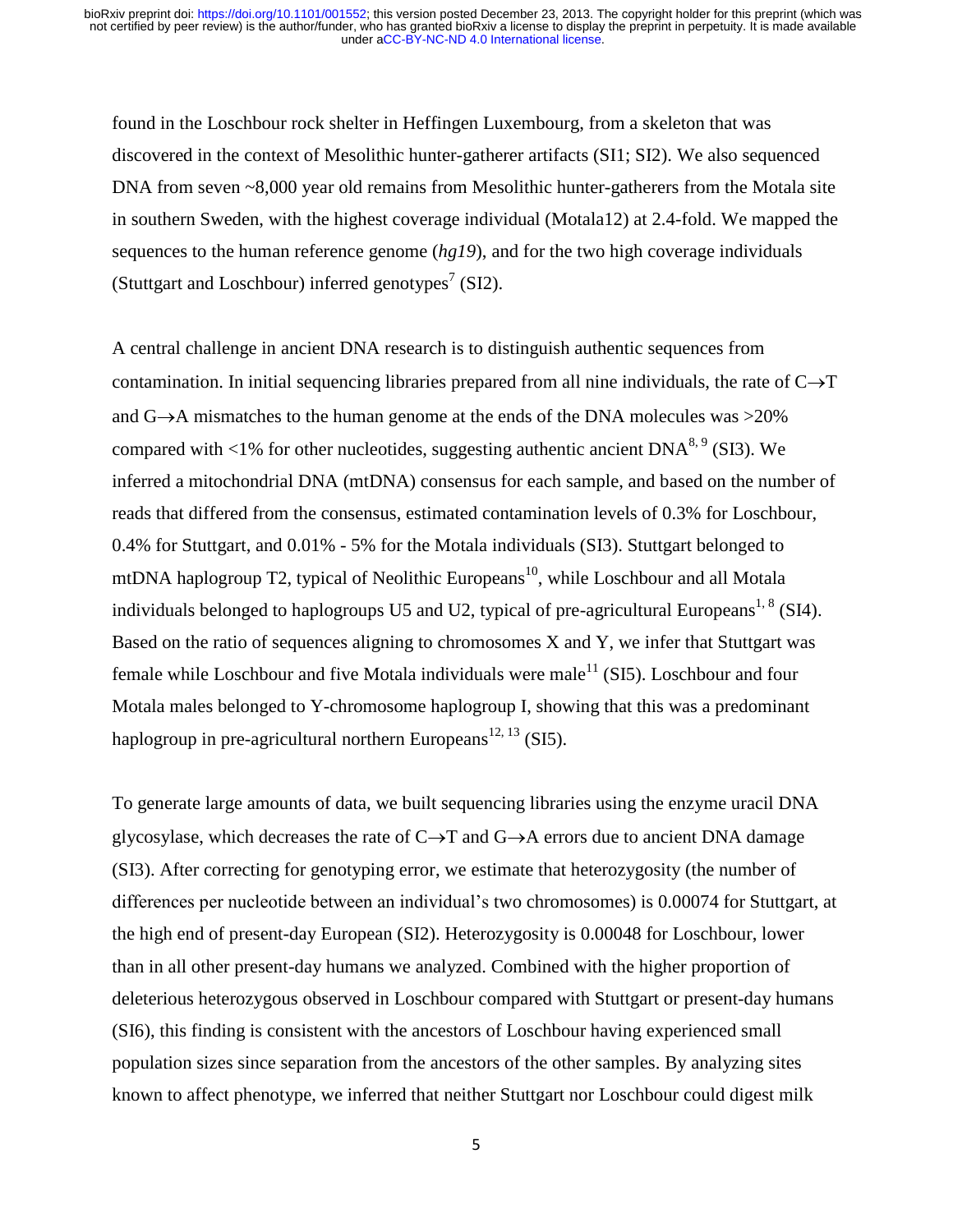found in the Loschbour rock shelter in Heffingen Luxembourg, from a skeleton that was discovered in the context of Mesolithic hunter-gatherer artifacts (SI1; SI2). We also sequenced DNA from seven ~8,000 year old remains from Mesolithic hunter-gatherers from the Motala site in southern Sweden, with the highest coverage individual (Motala12) at 2.4-fold. We mapped the sequences to the human reference genome (*hg19*), and for the two high coverage individuals (Stuttgart and Loschbour) inferred genotypes[7] (SI2).

A central challenge in ancient DNA research is to distinguish authentic sequences from contamination. In initial sequencing libraries prepared from all nine individuals, the rate of C→T and G→A mismatches to the human genome at the ends of the DNA molecules was >20% compared with <1% for other nucleotides, suggesting authentic ancient DNA[8, 9] (SI3). We inferred a mitochondrial DNA (mtDNA) consensus for each sample, and based on the number of reads that differed from the consensus, estimated contamination levels of 0.3% for Loschbour, 0.4% for Stuttgart, and 0.01% - 5% for the Motala individuals (SI3). Stuttgart belonged to mtDNA haplogroup T2, typical of Neolithic Europeans[10], while Loschbour and all Motala individuals belonged to haplogroups U5 and U2, typical of pre-agricultural Europeans[1, 8] (SI4). Based on the ratio of sequences aligning to chromosomes X and Y, we infer that Stuttgart was female while Loschbour and five Motala individuals were male[11] (SI5). Loschbour and four Motala males belonged to Y-chromosome haplogroup I, showing that this was a predominant haplogroup in pre-agricultural northern Europeans[12, 13] (SI5).

To generate large amounts of data, we built sequencing libraries using the enzyme uracil DNA glycosylase, which decreases the rate of C→T and G→A errors due to ancient DNA damage (SI3). After correcting for genotyping error, we estimate that heterozygosity (the number of differences per nucleotide between an individual's two chromosomes) is 0.00074 for Stuttgart, at the high end of present-day European (SI2). Heterozygosity is 0.00048 for Loschbour, lower than in all other present-day humans we analyzed. Combined with the higher proportion of deleterious heterozygous observed in Loschbour compared with Stuttgart or present-day humans (SI6), this finding is consistent with the ancestors of Loschbour having experienced small population sizes since separation from the ancestors of the other samples. By analyzing sites known to affect phenotype, we inferred that neither Stuttgart nor Loschbour could digest milk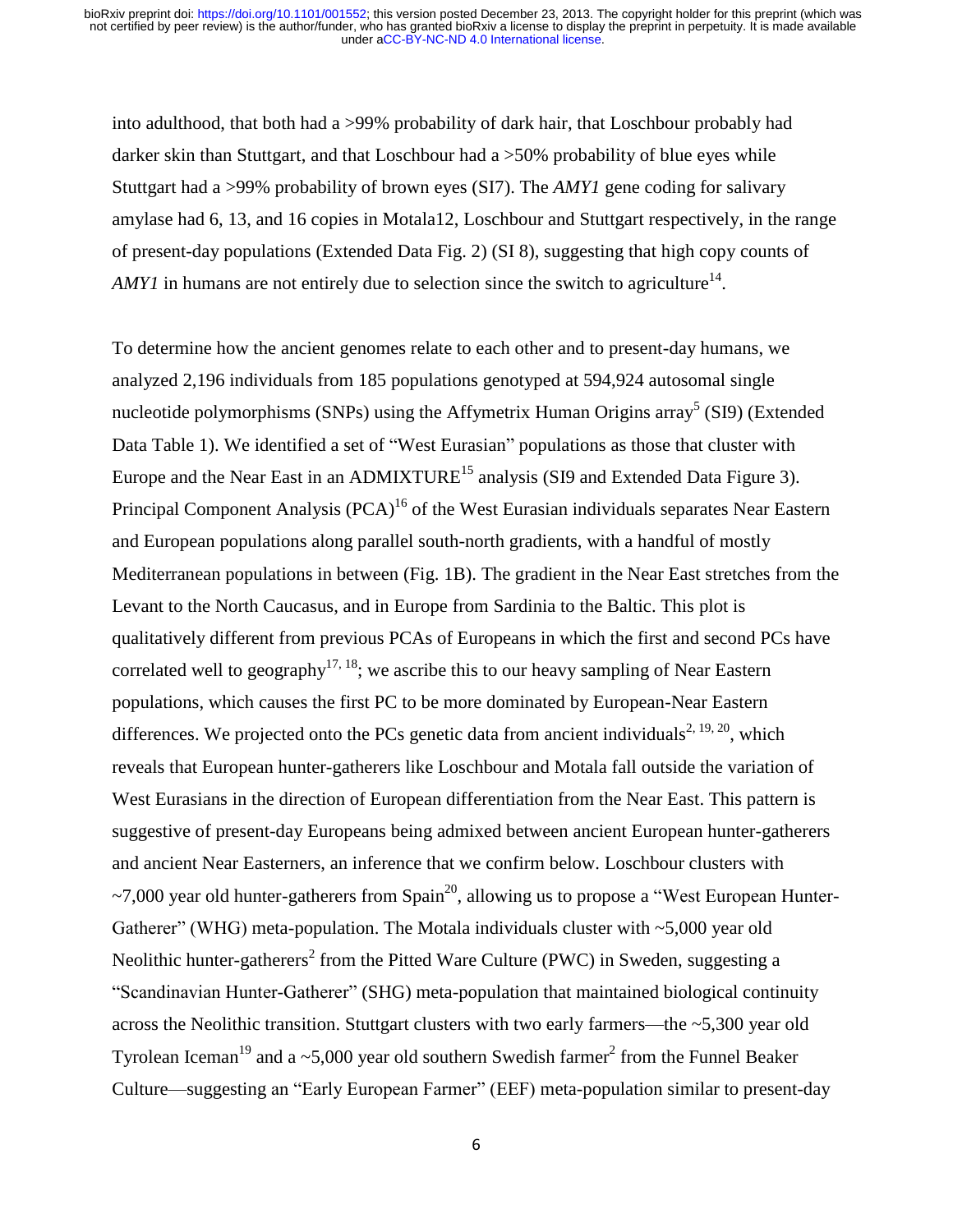into adulthood, that both had a >99% probability of dark hair, that Loschbour probably had darker skin than Stuttgart, and that Loschbour had a >50% probability of blue eyes while Stuttgart had a >99% probability of brown eyes (SI7). The *AMY1* gene coding for salivary amylase had 6, 13, and 16 copies in Motala12, Loschbour and Stuttgart respectively, in the range of present-day populations (Extended Data Fig. 2) (SI 8), suggesting that high copy counts of *AMY1* in humans are not entirely due to selection since the switch to agriculture[14].

To determine how the ancient genomes relate to each other and to present-day humans, we analyzed 2,196 individuals from 185 populations genotyped at 594,924 autosomal single nucleotide polymorphisms (SNPs) using the Affymetrix Human Origins array[5] (SI9) (Extended Data Table 1). We identified a set of "West Eurasian" populations as those that cluster with Europe and the Near East in an ADMIXTURE[15] analysis (SI9 and Extended Data Figure 3). Principal Component Analysis (PCA)[16] of the West Eurasian individuals separates Near Eastern and European populations along parallel south-north gradients, with a handful of mostly Mediterranean populations in between (Fig. 1B). The gradient in the Near East stretches from the Levant to the North Caucasus, and in Europe from Sardinia to the Baltic. This plot is qualitatively different from previous PCAs of Europeans in which the first and second PCs have correlated well to geography[17, 18]; we ascribe this to our heavy sampling of Near Eastern populations, which causes the first PC to be more dominated by European-Near Eastern differences. We projected onto the PCs genetic data from ancient individuals[2, 19, 20], which reveals that European hunter-gatherers like Loschbour and Motala fall outside the variation of West Eurasians in the direction of European differentiation from the Near East. This pattern is suggestive of present-day Europeans being admixed between ancient European hunter-gatherers and ancient Near Easterners, an inference that we confirm below. Loschbour clusters with ~7,000 year old hunter-gatherers from Spain[20], allowing us to propose a "West European Hunter-Gatherer" (WHG) meta-population. The Motala individuals cluster with ~5,000 year old Neolithic hunter-gatherers[2] from the Pitted Ware Culture (PWC) in Sweden, suggesting a "Scandinavian Hunter-Gatherer" (SHG) meta-population that maintained biological continuity across the Neolithic transition. Stuttgart clusters with two early farmers—the ~5,300 year old Tyrolean Iceman[19] and a ~5,000 year old southern Swedish farmer[2] from the Funnel Beaker Culture—suggesting an "Early European Farmer" (EEF) meta-population similar to present-day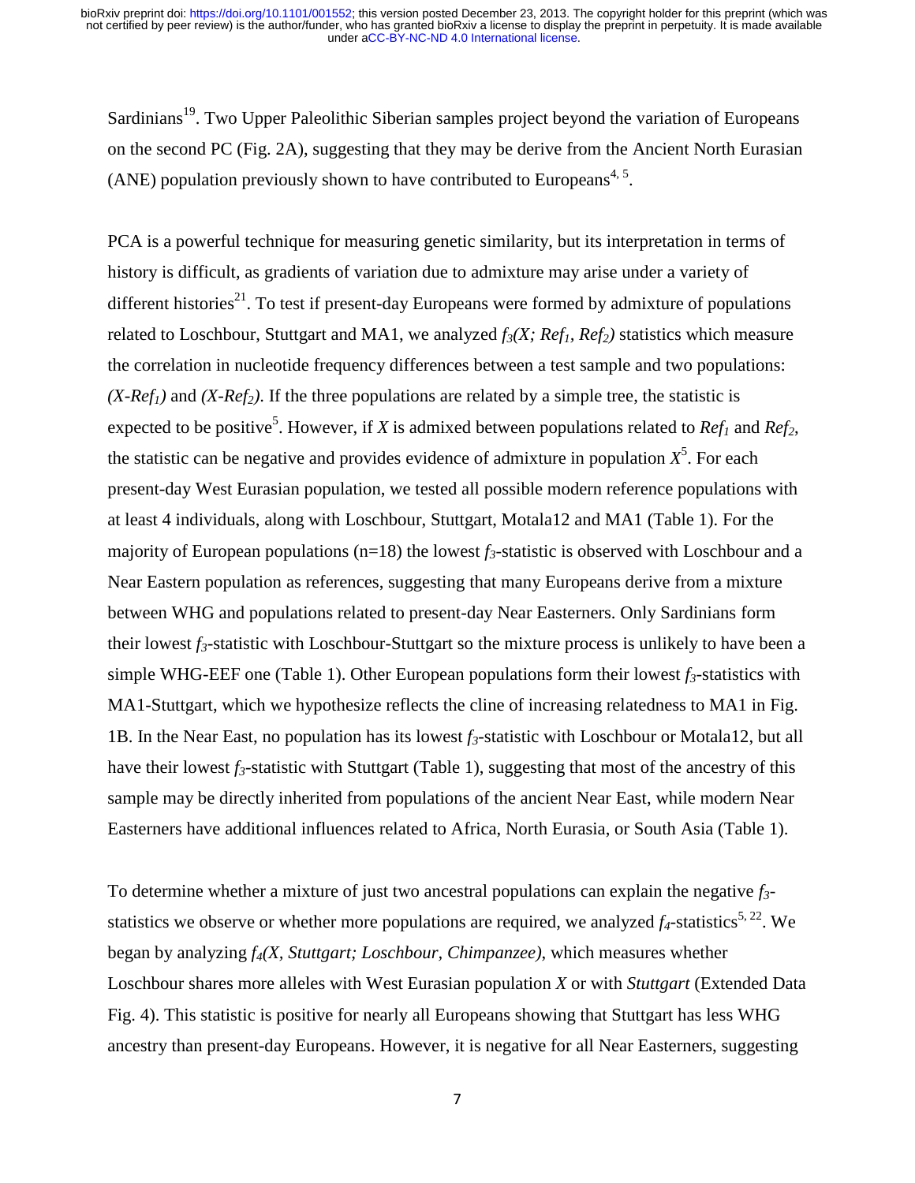Sardinians[19]. Two Upper Paleolithic Siberian samples project beyond the variation of Europeans on the second PC (Fig. 2A), suggesting that they may be derive from the Ancient North Eurasian (ANE) population previously shown to have contributed to Europeans[4, 5].

PCA is a powerful technique for measuring genetic similarity, but its interpretation in terms of history is difficult, as gradients of variation due to admixture may arise under a variety of different histories[21]. To test if present-day Europeans were formed by admixture of populations related to Loschbour, Stuttgart and MA1, we analyzed $f_3(X; Ref_1, Ref_2)$ statistics which measure the correlation in nucleotide frequency differences between a test sample and two populations: $(X\text{-}Ref_1)$ and $(X\text{-}Ref_2)$. If the three populations are related by a simple tree, the statistic is expected to be positive[5]. However, if $X$ is admixed between populations related to $Ref_1$ and $Ref_2$, the statistic can be negative and provides evidence of admixture in population $X$[5]. For each present-day West Eurasian population, we tested all possible modern reference populations with at least 4 individuals, along with Loschbour, Stuttgart, Motala12 and MA1 (Table 1). For the majority of European populations (n=18) the lowest $f_3$-statistic is observed with Loschbour and a Near Eastern population as references, suggesting that many Europeans derive from a mixture between WHG and populations related to present-day Near Easterners. Only Sardinians form their lowest $f_3$-statistic with Loschbour-Stuttgart so the mixture process is unlikely to have been a simple WHG-EEF one (Table 1). Other European populations form their lowest $f_3$-statistics with MA1-Stuttgart, which we hypothesize reflects the cline of increasing relatedness to MA1 in Fig. 1B. In the Near East, no population has its lowest $f_3$-statistic with Loschbour or Motala12, but all have their lowest $f_3$-statistic with Stuttgart (Table 1), suggesting that most of the ancestry of this sample may be directly inherited from populations of the ancient Near East, while modern Near Easterners have additional influences related to Africa, North Eurasia, or South Asia (Table 1).

To determine whether a mixture of just two ancestral populations can explain the negative $f_3$-statistics we observe or whether more populations are required, we analyzed $f_4$-statistics[5, 22]. We began by analyzing $f_4(X, Stuttgart; Loschbour, Chimpanzee)$, which measures whether Loschbour shares more alleles with West Eurasian population $X$ or with *Stuttgart* (Extended Data Fig. 4). This statistic is positive for nearly all Europeans showing that Stuttgart has less WHG ancestry than present-day Europeans. However, it is negative for all Near Easterners, suggesting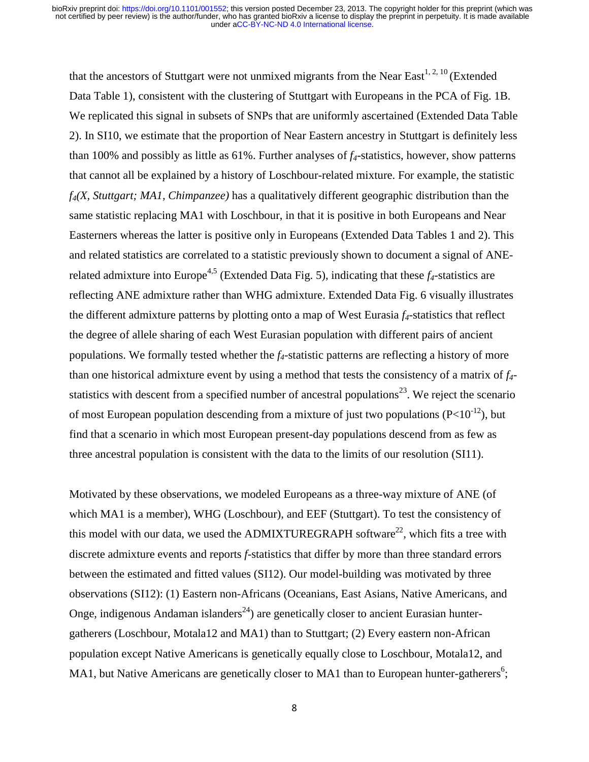that the ancestors of Stuttgart were not unmixed migrants from the Near East[1, 2, 10] (Extended Data Table 1), consistent with the clustering of Stuttgart with Europeans in the PCA of Fig. 1B. We replicated this signal in subsets of SNPs that are uniformly ascertained (Extended Data Table 2). In SI10, we estimate that the proportion of Near Eastern ancestry in Stuttgart is definitely less than 100% and possibly as little as 61%. Further analyses of $f_4$-statistics, however, show patterns that cannot all be explained by a history of Loschbour-related mixture. For example, the statistic $f_4$*(X, Stuttgart; MA1, Chimpanzee)* has a qualitatively different geographic distribution than the same statistic replacing MA1 with Loschbour, in that it is positive in both Europeans and Near Easterners whereas the latter is positive only in Europeans (Extended Data Tables 1 and 2). This and related statistics are correlated to a statistic previously shown to document a signal of ANE-related admixture into Europe[4,5] (Extended Data Fig. 5), indicating that these $f_4$-statistics are reflecting ANE admixture rather than WHG admixture. Extended Data Fig. 6 visually illustrates the different admixture patterns by plotting onto a map of West Eurasia $f_4$-statistics that reflect the degree of allele sharing of each West Eurasian population with different pairs of ancient populations. We formally tested whether the $f_4$-statistic patterns are reflecting a history of more than one historical admixture event by using a method that tests the consistency of a matrix of $f_4$-statistics with descent from a specified number of ancestral populations[23]. We reject the scenario of most European population descending from a mixture of just two populations ($P<10^{-12}$), but find that a scenario in which most European present-day populations descend from as few as three ancestral population is consistent with the data to the limits of our resolution (SI11).

Motivated by these observations, we modeled Europeans as a three-way mixture of ANE (of which MA1 is a member), WHG (Loschbour), and EEF (Stuttgart). To test the consistency of this model with our data, we used the ADMIXTUREGRAPH software[22], which fits a tree with discrete admixture events and reports *f*-statistics that differ by more than three standard errors between the estimated and fitted values (SI12). Our model-building was motivated by three observations (SI12): (1) Eastern non-Africans (Oceanians, East Asians, Native Americans, and Onge, indigenous Andaman islanders[24]) are genetically closer to ancient Eurasian hunter-gatherers (Loschbour, Motala12 and MA1) than to Stuttgart; (2) Every eastern non-African population except Native Americans is genetically equally close to Loschbour, Motala12, and MA1, but Native Americans are genetically closer to MA1 than to European hunter-gatherers[6];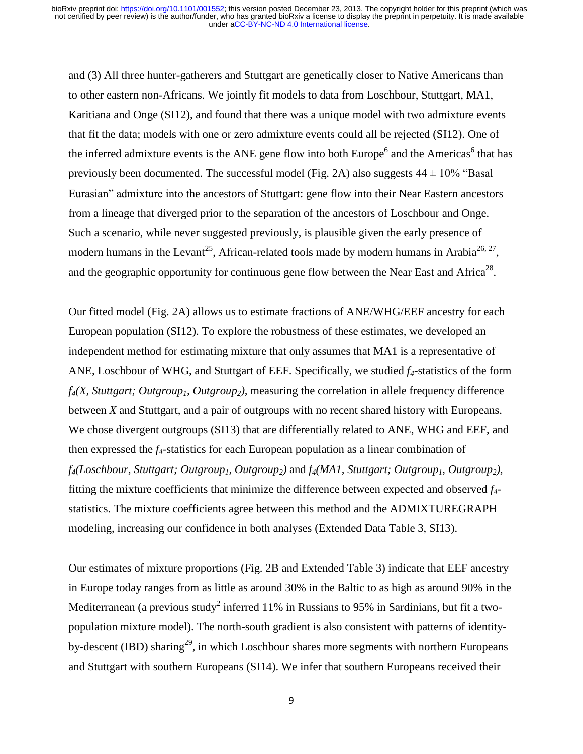and (3) All three hunter-gatherers and Stuttgart are genetically closer to Native Americans than to other eastern non-Africans. We jointly fit models to data from Loschbour, Stuttgart, MA1, Karitiana and Onge (SI12), and found that there was a unique model with two admixture events that fit the data; models with one or zero admixture events could all be rejected (SI12). One of the inferred admixture events is the ANE gene flow into both Europe[6] and the Americas[6] that has previously been documented. The successful model (Fig. 2A) also suggests $44 \pm 10\%$ "Basal Eurasian" admixture into the ancestors of Stuttgart: gene flow into their Near Eastern ancestors from a lineage that diverged prior to the separation of the ancestors of Loschbour and Onge. Such a scenario, while never suggested previously, is plausible given the early presence of modern humans in the Levant[25], African-related tools made by modern humans in Arabia[26, 27], and the geographic opportunity for continuous gene flow between the Near East and Africa[28].

Our fitted model (Fig. 2A) allows us to estimate fractions of ANE/WHG/EEF ancestry for each European population (SI12). To explore the robustness of these estimates, we developed an independent method for estimating mixture that only assumes that MA1 is a representative of ANE, Loschbour of WHG, and Stuttgart of EEF. Specifically, we studied $f_4$-statistics of the form $f_4(X, Stuttgart; Outgroup_1, Outgroup_2)$, measuring the correlation in allele frequency difference between *X* and Stuttgart, and a pair of outgroups with no recent shared history with Europeans. We chose divergent outgroups (SI13) that are differentially related to ANE, WHG and EEF, and then expressed the $f_4$-statistics for each European population as a linear combination of $f_4(Loschbour, Stuttgart; Outgroup_1, Outgroup_2)$ and $f_4(MA1, Stuttgart; Outgroup_1, Outgroup_2)$, fitting the mixture coefficients that minimize the difference between expected and observed $f_4$-statistics. The mixture coefficients agree between this method and the ADMIXTUREGRAPH modeling, increasing our confidence in both analyses (Extended Data Table 3, SI13).

Our estimates of mixture proportions (Fig. 2B and Extended Table 3) indicate that EEF ancestry in Europe today ranges from as little as around 30% in the Baltic to as high as around 90% in the Mediterranean (a previous study[2] inferred 11% in Russians to 95% in Sardinians, but fit a two-population mixture model). The north-south gradient is also consistent with patterns of identity-by-descent (IBD) sharing[29], in which Loschbour shares more segments with northern Europeans and Stuttgart with southern Europeans (SI14). We infer that southern Europeans received their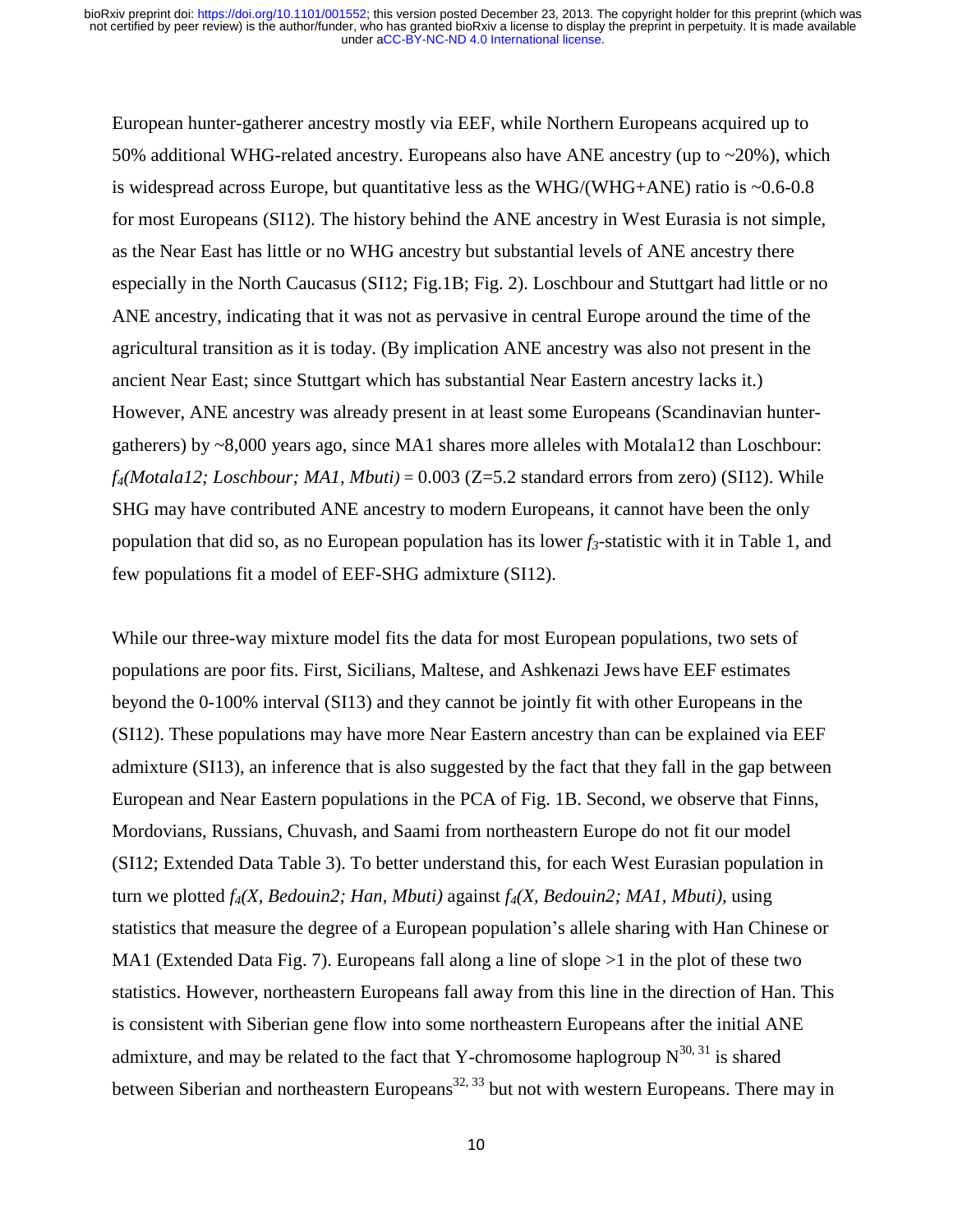European hunter-gatherer ancestry mostly via EEF, while Northern Europeans acquired up to 50% additional WHG-related ancestry. Europeans also have ANE ancestry (up to ~20%), which is widespread across Europe, but quantitative less as the WHG/(WHG+ANE) ratio is ~0.6-0.8 for most Europeans (SI12). The history behind the ANE ancestry in West Eurasia is not simple, as the Near East has little or no WHG ancestry but substantial levels of ANE ancestry there especially in the North Caucasus (SI12; Fig.1B; Fig. 2). Loschbour and Stuttgart had little or no ANE ancestry, indicating that it was not as pervasive in central Europe around the time of the agricultural transition as it is today. (By implication ANE ancestry was also not present in the ancient Near East; since Stuttgart which has substantial Near Eastern ancestry lacks it.) However, ANE ancestry was already present in at least some Europeans (Scandinavian hunter-gatherers) by ~8,000 years ago, since MA1 shares more alleles with Motala12 than Loschbour: $f_4$*(Motala12; Loschbour; MA1, Mbuti)* = 0.003 (Z=5.2 standard errors from zero) (SI12). While SHG may have contributed ANE ancestry to modern Europeans, it cannot have been the only population that did so, as no European population has its lower $f_3$-statistic with it in Table 1, and few populations fit a model of EEF-SHG admixture (SI12).

While our three-way mixture model fits the data for most European populations, two sets of populations are poor fits. First, Sicilians, Maltese, and Ashkenazi Jews have EEF estimates beyond the 0-100% interval (SI13) and they cannot be jointly fit with other Europeans in the (SI12). These populations may have more Near Eastern ancestry than can be explained via EEF admixture (SI13), an inference that is also suggested by the fact that they fall in the gap between European and Near Eastern populations in the PCA of Fig. 1B. Second, we observe that Finns, Mordovians, Russians, Chuvash, and Saami from northeastern Europe do not fit our model (SI12; Extended Data Table 3). To better understand this, for each West Eurasian population in turn we plotted $f_4$*(X, Bedouin2; Han, Mbuti)* against $f_4$*(X, Bedouin2; MA1, Mbuti)*, using statistics that measure the degree of a European population's allele sharing with Han Chinese or MA1 (Extended Data Fig. 7). Europeans fall along a line of slope >1 in the plot of these two statistics. However, northeastern Europeans fall away from this line in the direction of Han. This is consistent with Siberian gene flow into some northeastern Europeans after the initial ANE admixture, and may be related to the fact that Y-chromosome haplogroup N[30, 31] is shared between Siberian and northeastern Europeans[32, 33] but not with western Europeans. There may in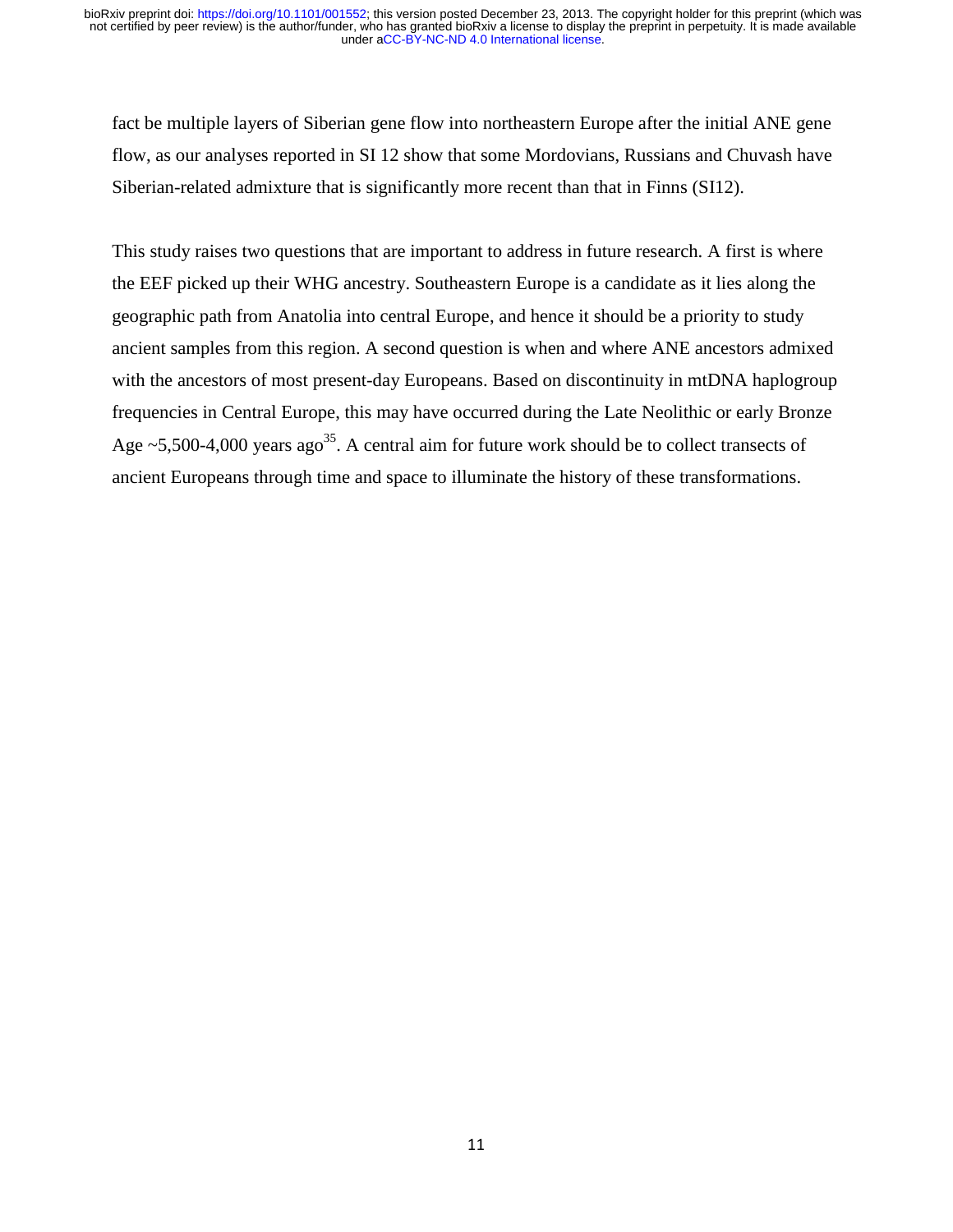fact be multiple layers of Siberian gene flow into northeastern Europe after the initial ANE gene flow, as our analyses reported in SI 12 show that some Mordovians, Russians and Chuvash have Siberian-related admixture that is significantly more recent than that in Finns (SI12).

This study raises two questions that are important to address in future research. A first is where the EEF picked up their WHG ancestry. Southeastern Europe is a candidate as it lies along the geographic path from Anatolia into central Europe, and hence it should be a priority to study ancient samples from this region. A second question is when and where ANE ancestors admixed with the ancestors of most present-day Europeans. Based on discontinuity in mtDNA haplogroup frequencies in Central Europe, this may have occurred during the Late Neolithic or early Bronze Age ~5,500-4,000 years ago[35]. A central aim for future work should be to collect transects of ancient Europeans through time and space to illuminate the history of these transformations.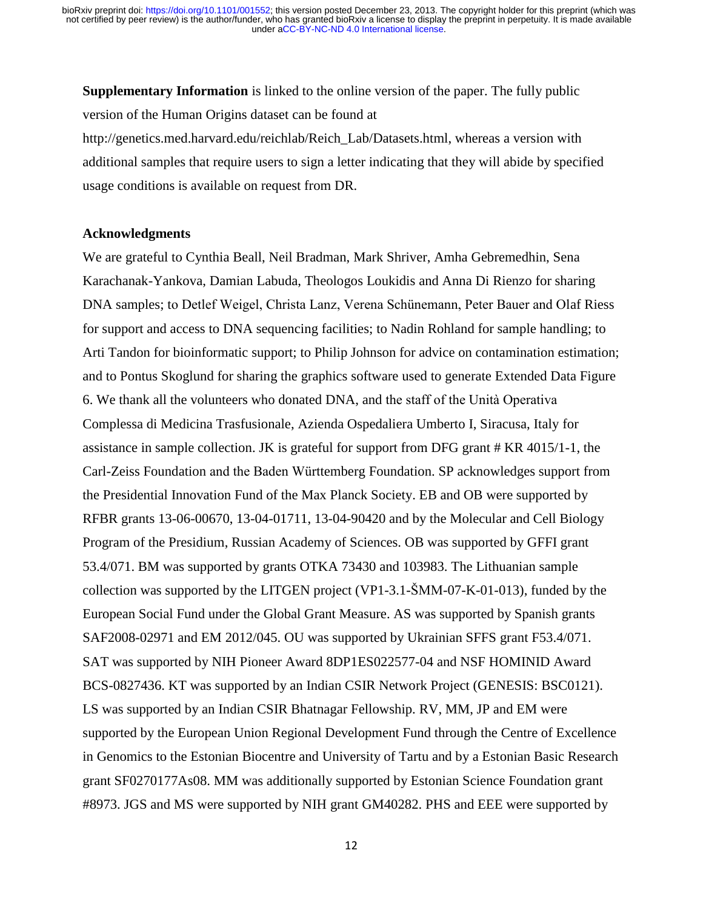**Supplementary Information** is linked to the online version of the paper. The fully public version of the Human Origins dataset can be found at http://genetics.med.harvard.edu/reichlab/Reich_Lab/Datasets.html, whereas a version with additional samples that require users to sign a letter indicating that they will abide by specified usage conditions is available on request from DR.

**Acknowledgments**

We are grateful to Cynthia Beall, Neil Bradman, Mark Shriver, Amha Gebremedhin, Sena Karachanak-Yankova, Damian Labuda, Theologos Loukidis and Anna Di Rienzo for sharing DNA samples; to Detlef Weigel, Christa Lanz, Verena Schünemann, Peter Bauer and Olaf Riess for support and access to DNA sequencing facilities; to Nadin Rohland for sample handling; to Arti Tandon for bioinformatic support; to Philip Johnson for advice on contamination estimation; and to Pontus Skoglund for sharing the graphics software used to generate Extended Data Figure 6. We thank all the volunteers who donated DNA, and the staff of the Unità Operativa Complessa di Medicina Trasfusionale, Azienda Ospedaliera Umberto I, Siracusa, Italy for assistance in sample collection. JK is grateful for support from DFG grant # KR 4015/1-1, the Carl-Zeiss Foundation and the Baden Württemberg Foundation. SP acknowledges support from the Presidential Innovation Fund of the Max Planck Society. EB and OB were supported by RFBR grants 13-06-00670, 13-04-01711, 13-04-90420 and by the Molecular and Cell Biology Program of the Presidium, Russian Academy of Sciences. OB was supported by GFFI grant 53.4/071. BM was supported by grants OTKA 73430 and 103983. The Lithuanian sample collection was supported by the LITGEN project (VP1-3.1-ŠMM-07-K-01-013), funded by the European Social Fund under the Global Grant Measure. AS was supported by Spanish grants SAF2008-02971 and EM 2012/045. OU was supported by Ukrainian SFFS grant F53.4/071. SAT was supported by NIH Pioneer Award 8DP1ES022577-04 and NSF HOMINID Award BCS-0827436. KT was supported by an Indian CSIR Network Project (GENESIS: BSC0121). LS was supported by an Indian CSIR Bhatnagar Fellowship. RV, MM, JP and EM were supported by the European Union Regional Development Fund through the Centre of Excellence in Genomics to the Estonian Biocentre and University of Tartu and by a Estonian Basic Research grant SF0270177As08. MM was additionally supported by Estonian Science Foundation grant #8973. JGS and MS were supported by NIH grant GM40282. PHS and EEE were supported by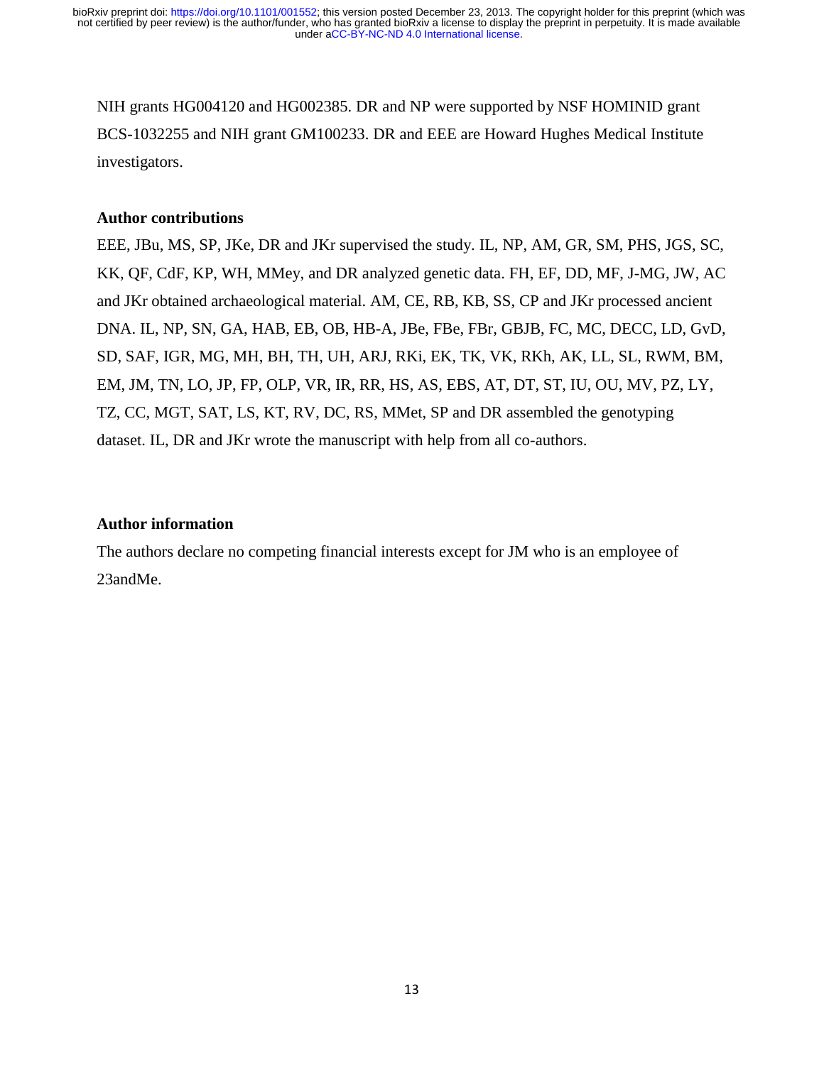NIH grants HG004120 and HG002385. DR and NP were supported by NSF HOMINID grant BCS-1032255 and NIH grant GM100233. DR and EEE are Howard Hughes Medical Institute investigators.

## Author contributions

EEE, JBu, MS, SP, JKe, DR and JKr supervised the study. IL, NP, AM, GR, SM, PHS, JGS, SC, KK, QF, CdF, KP, WH, MMey, and DR analyzed genetic data. FH, EF, DD, MF, J-MG, JW, AC and JKr obtained archaeological material. AM, CE, RB, KB, SS, CP and JKr processed ancient DNA. IL, NP, SN, GA, HAB, EB, OB, HB-A, JBe, FBe, FBr, GBJB, FC, MC, DECC, LD, GvD, SD, SAF, IGR, MG, MH, BH, TH, UH, ARJ, RKi, EK, TK, VK, RKh, AK, LL, SL, RWM, BM, EM, JM, TN, LO, JP, FP, OLP, VR, IR, RR, HS, AS, EBS, AT, DT, ST, IU, OU, MV, PZ, LY, TZ, CC, MGT, SAT, LS, KT, RV, DC, RS, MMet, SP and DR assembled the genotyping dataset. IL, DR and JKr wrote the manuscript with help from all co-authors.

## Author information

The authors declare no competing financial interests except for JM who is an employee of 23andMe.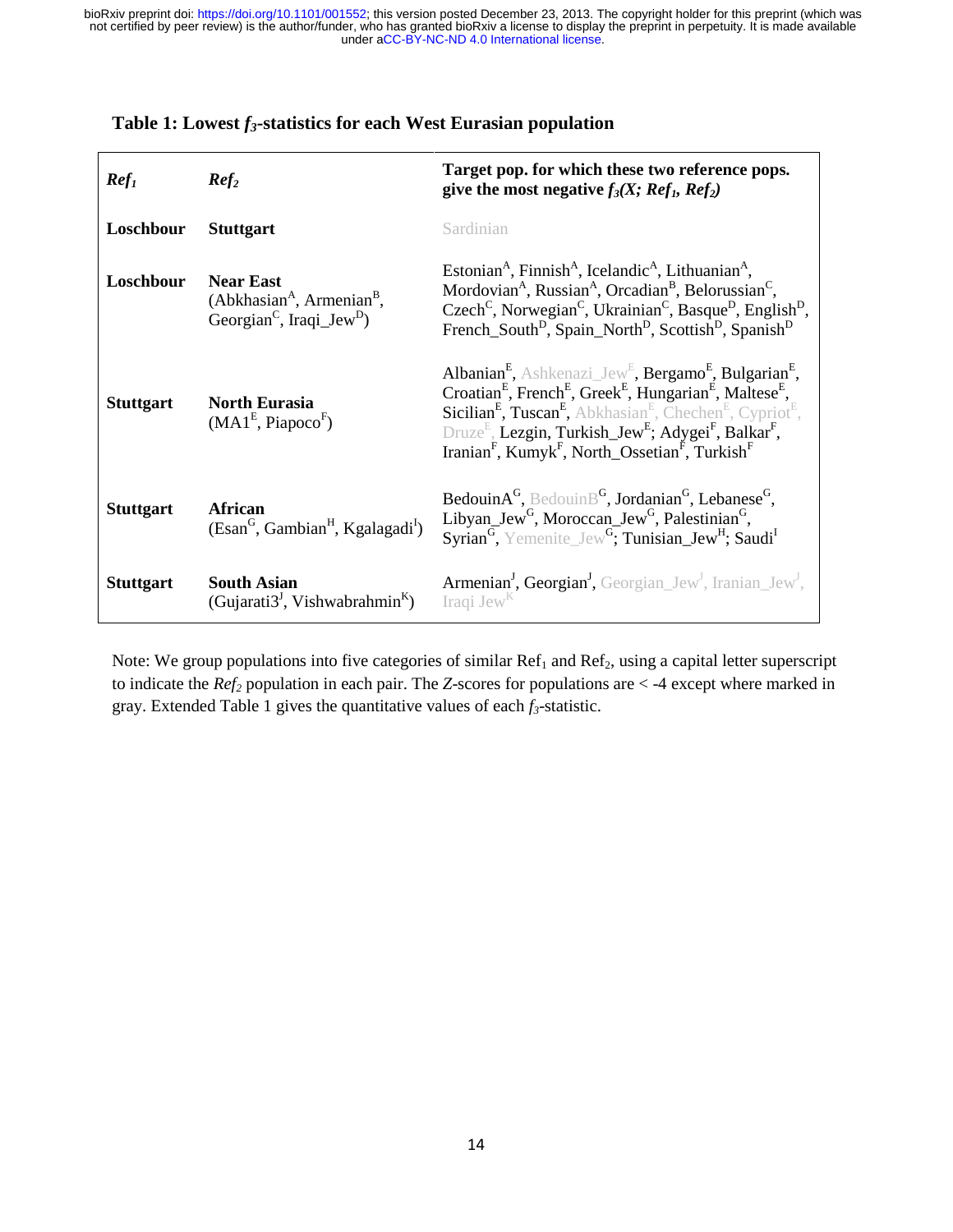**Table 1: Lowest $f_3$-statistics for each West Eurasian population**

| $Ref_1$ | $Ref_2$ | Target pop. for which these two reference pops. give the most negative $f_3(X; Ref_1, Ref_2)$ |
|---|---|---|
| **Loschbour** | **Stuttgart** | Sardinian |
| **Loschbour** | **Near East** (Abkhasian[A], Armenian[B], Georgian[C], Iraqi_Jew[D]) | Estonian[A], Finnish[A], Icelandic[A], Lithuanian[A], Mordovian[A], Russian[A], Orcadian[B], Belorussian[C], Czech[C], Norwegian[C], Ukrainian[C], Basque[D], English[D], French_South[D], Spain_North[D], Scottish[D], Spanish[D] |
| **Stuttgart** | **North Eurasia** (MA1[E], Piapoco[F]) | Albanian[E], Ashkenazi_Jew[E], Bergamo[E], Bulgarian[E], Croatian[E], French[E], Greek[E], Hungarian[E], Maltese[E], Sicilian[E], Tuscan[E], Abkhasian[E], Chechen[E], Cypriot[E], Druze[E], Lezgin, Turkish_Jew[E]; Adygei[F], Balkar[F], Iranian[F], Kumyk[F], North_Ossetian[F], Turkish[F] |
| **Stuttgart** | **African** (Esan[G], Gambian[H], Kgalagadi[I]) | BedouinA[G], BedouinB[G], Jordanian[G], Lebanese[G], Libyan_Jew[G], Moroccan_Jew[G], Palestinian[G], Syrian[G], Yemenite_Jew[G]; Tunisian_Jew[H]; Saudi[I] |
| **Stuttgart** | **South Asian** (Gujarati3[J], Vishwabrahmin[K]) | Armenian[J], Georgian[J], Georgian_Jew[J], Iranian_Jew[J], Iraqi Jew[K] |

Note: We group populations into five categories of similar $\text{Ref}_1$ and $\text{Ref}_2$, using a capital letter superscript to indicate the $Ref_2$ population in each pair. The $Z$-scores for populations are < -4 except where marked in gray. Extended Table 1 gives the quantitative values of each $f_3$-statistic.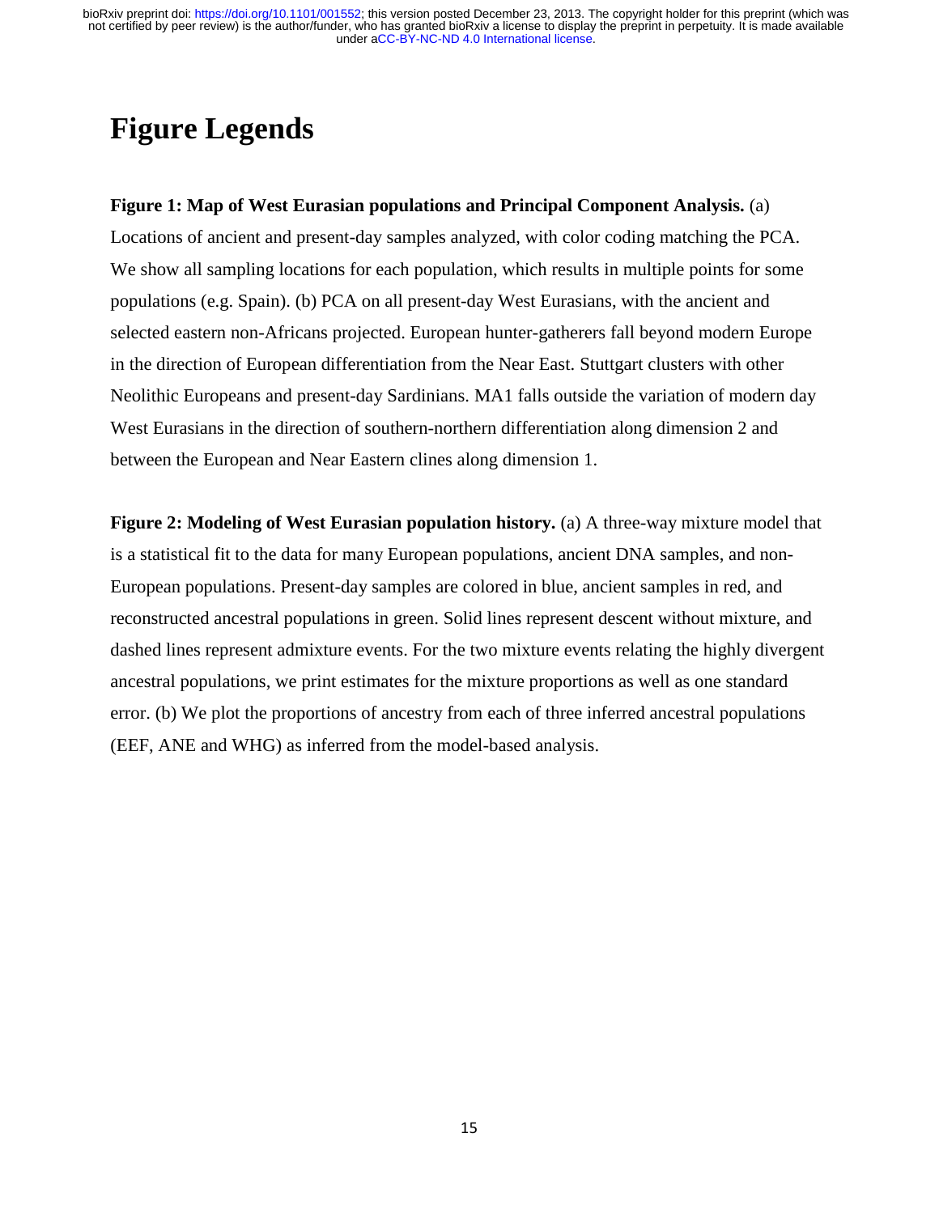# Figure Legends

**Figure 1: Map of West Eurasian populations and Principal Component Analysis.** (a) Locations of ancient and present-day samples analyzed, with color coding matching the PCA. We show all sampling locations for each population, which results in multiple points for some populations (e.g. Spain). (b) PCA on all present-day West Eurasians, with the ancient and selected eastern non-Africans projected. European hunter-gatherers fall beyond modern Europe in the direction of European differentiation from the Near East. Stuttgart clusters with other Neolithic Europeans and present-day Sardinians. MA1 falls outside the variation of modern day West Eurasians in the direction of southern-northern differentiation along dimension 2 and between the European and Near Eastern clines along dimension 1.

**Figure 2: Modeling of West Eurasian population history.** (a) A three-way mixture model that is a statistical fit to the data for many European populations, ancient DNA samples, and non-European populations. Present-day samples are colored in blue, ancient samples in red, and reconstructed ancestral populations in green. Solid lines represent descent without mixture, and dashed lines represent admixture events. For the two mixture events relating the highly divergent ancestral populations, we print estimates for the mixture proportions as well as one standard error. (b) We plot the proportions of ancestry from each of three inferred ancestral populations (EEF, ANE and WHG) as inferred from the model-based analysis.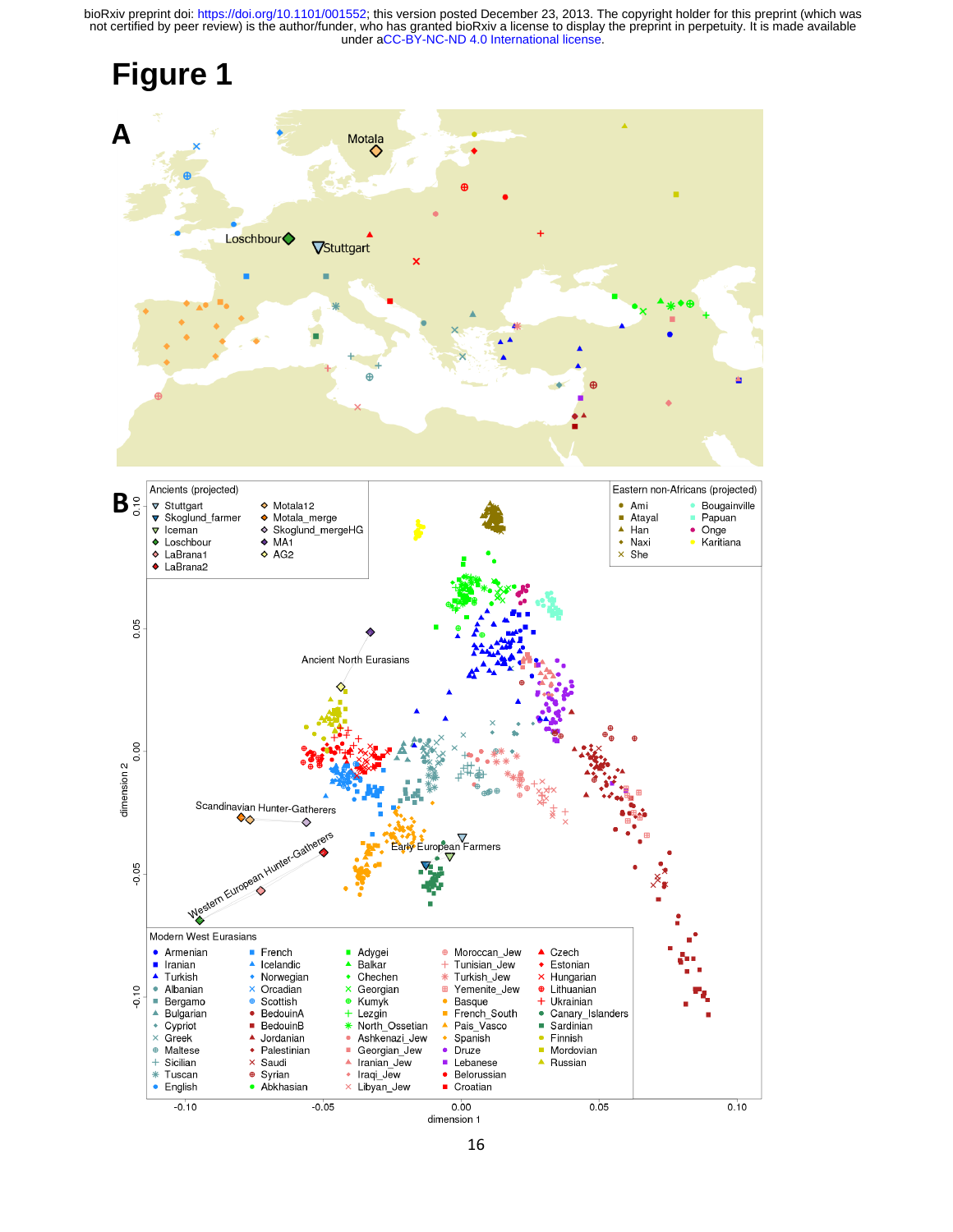# Figure 1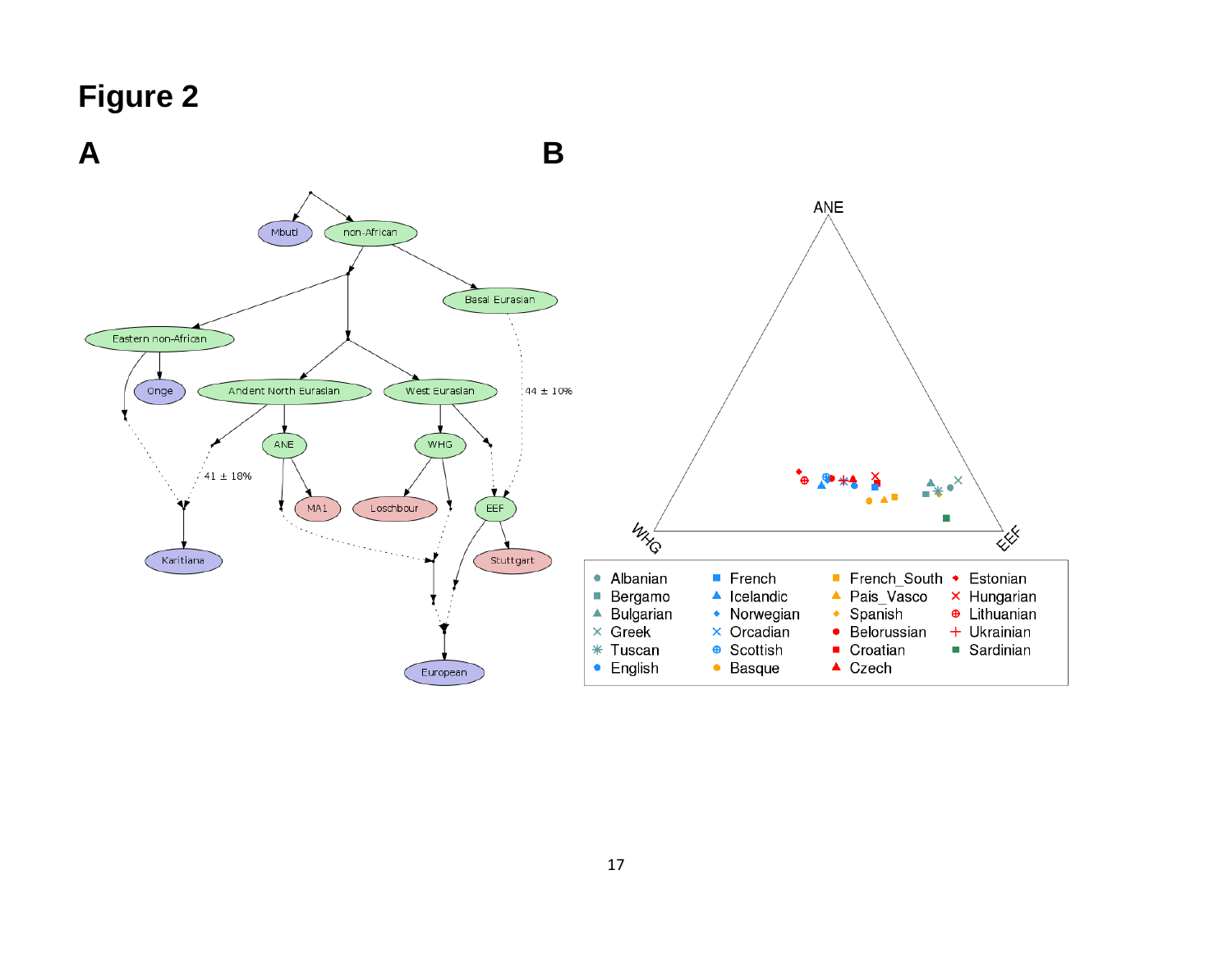# Figure 2

**A**

**B**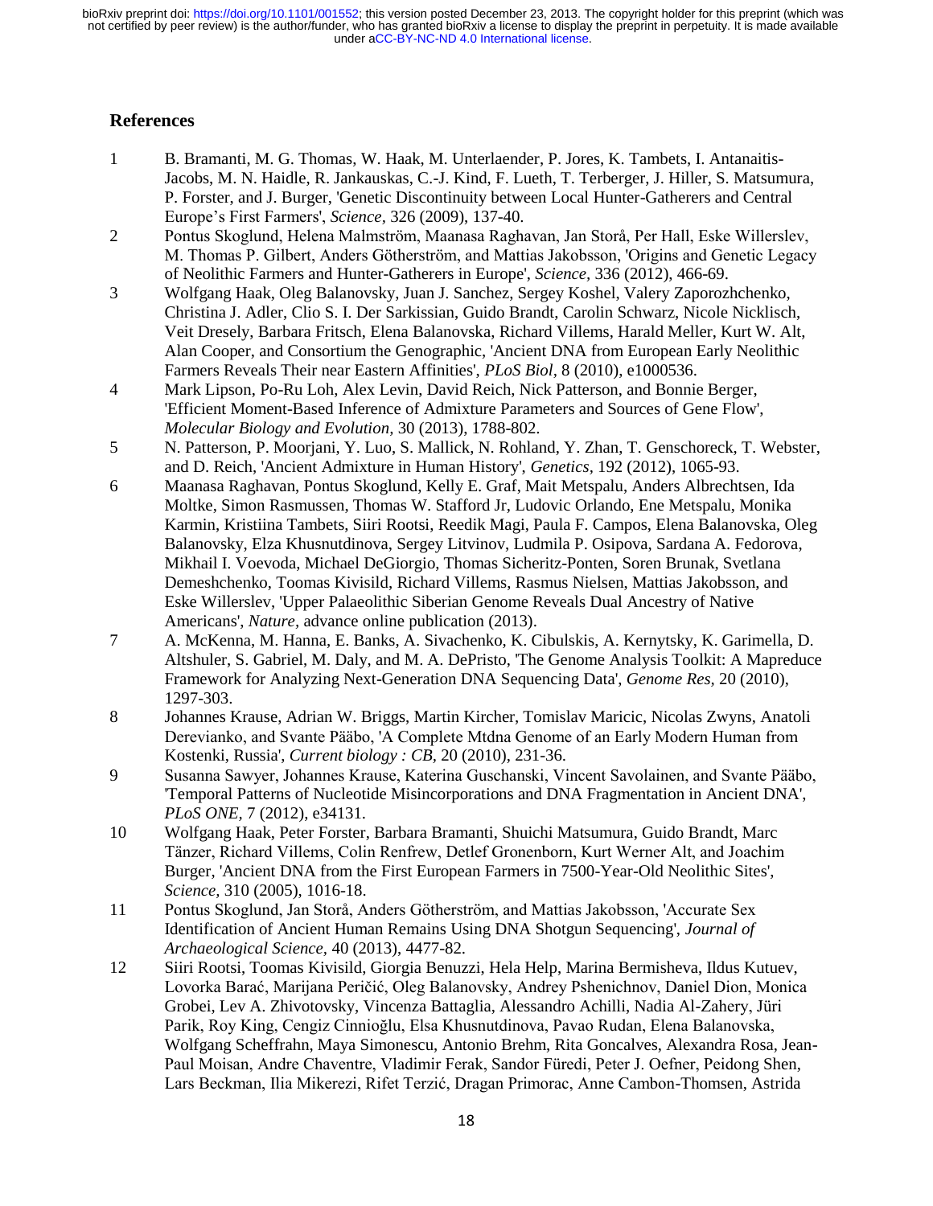## References

1. B. Bramanti, M. G. Thomas, W. Haak, M. Unterlaender, P. Jores, K. Tambets, I. Antanaitis-Jacobs, M. N. Haidle, R. Jankauskas, C.-J. Kind, F. Lueth, T. Terberger, J. Hiller, S. Matsumura, P. Forster, and J. Burger, 'Genetic Discontinuity between Local Hunter-Gatherers and Central Europe's First Farmers', *Science,* 326 (2009), 137-40.
2. Pontus Skoglund, Helena Malmström, Maanasa Raghavan, Jan Storå, Per Hall, Eske Willerslev, M. Thomas P. Gilbert, Anders Götherström, and Mattias Jakobsson, 'Origins and Genetic Legacy of Neolithic Farmers and Hunter-Gatherers in Europe', *Science,* 336 (2012), 466-69.
3. Wolfgang Haak, Oleg Balanovsky, Juan J. Sanchez, Sergey Koshel, Valery Zaporozhchenko, Christina J. Adler, Clio S. I. Der Sarkissian, Guido Brandt, Carolin Schwarz, Nicole Nicklisch, Veit Dresely, Barbara Fritsch, Elena Balanovska, Richard Villems, Harald Meller, Kurt W. Alt, Alan Cooper, and Consortium the Genographic, 'Ancient DNA from European Early Neolithic Farmers Reveals Their near Eastern Affinities', *PLoS Biol,* 8 (2010), e1000536.
4. Mark Lipson, Po-Ru Loh, Alex Levin, David Reich, Nick Patterson, and Bonnie Berger, 'Efficient Moment-Based Inference of Admixture Parameters and Sources of Gene Flow', *Molecular Biology and Evolution,* 30 (2013), 1788-802.
5. N. Patterson, P. Moorjani, Y. Luo, S. Mallick, N. Rohland, Y. Zhan, T. Genschoreck, T. Webster, and D. Reich, 'Ancient Admixture in Human History', *Genetics,* 192 (2012), 1065-93.
6. Maanasa Raghavan, Pontus Skoglund, Kelly E. Graf, Mait Metspalu, Anders Albrechtsen, Ida Moltke, Simon Rasmussen, Thomas W. Stafford Jr, Ludovic Orlando, Ene Metspalu, Monika Karmin, Kristiina Tambets, Siiri Rootsi, Reedik Magi, Paula F. Campos, Elena Balanovska, Oleg Balanovsky, Elza Khusnutdinova, Sergey Litvinov, Ludmila P. Osipova, Sardana A. Fedorova, Mikhail I. Voevoda, Michael DeGiorgio, Thomas Sicheritz-Ponten, Soren Brunak, Svetlana Demeshchenko, Toomas Kivisild, Richard Villems, Rasmus Nielsen, Mattias Jakobsson, and Eske Willerslev, 'Upper Palaeolithic Siberian Genome Reveals Dual Ancestry of Native Americans', *Nature,* advance online publication (2013).
7. A. McKenna, M. Hanna, E. Banks, A. Sivachenko, K. Cibulskis, A. Kernytsky, K. Garimella, D. Altshuler, S. Gabriel, M. Daly, and M. A. DePristo, 'The Genome Analysis Toolkit: A Mapreduce Framework for Analyzing Next-Generation DNA Sequencing Data', *Genome Res,* 20 (2010), 1297-303.
8. Johannes Krause, Adrian W. Briggs, Martin Kircher, Tomislav Maricic, Nicolas Zwyns, Anatoli Derevianko, and Svante Pääbo, 'A Complete Mtdna Genome of an Early Modern Human from Kostenki, Russia', *Current biology : CB,* 20 (2010), 231-36.
9. Susanna Sawyer, Johannes Krause, Katerina Guschanski, Vincent Savolainen, and Svante Pääbo, 'Temporal Patterns of Nucleotide Misincorporations and DNA Fragmentation in Ancient DNA', *PLoS ONE,* 7 (2012), e34131.
10. Wolfgang Haak, Peter Forster, Barbara Bramanti, Shuichi Matsumura, Guido Brandt, Marc Tänzer, Richard Villems, Colin Renfrew, Detlef Gronenborn, Kurt Werner Alt, and Joachim Burger, 'Ancient DNA from the First European Farmers in 7500-Year-Old Neolithic Sites', *Science,* 310 (2005), 1016-18.
11. Pontus Skoglund, Jan Storå, Anders Götherström, and Mattias Jakobsson, 'Accurate Sex Identification of Ancient Human Remains Using DNA Shotgun Sequencing', *Journal of Archaeological Science,* 40 (2013), 4477-82.
12. Siiri Rootsi, Toomas Kivisild, Giorgia Benuzzi, Hela Help, Marina Bermisheva, Ildus Kutuev, Lovorka Barać, Marijana Peričić, Oleg Balanovsky, Andrey Pshenichnov, Daniel Dion, Monica Grobei, Lev A. Zhivotovsky, Vincenza Battaglia, Alessandro Achilli, Nadia Al-Zahery, Jüri Parik, Roy King, Cengiz Cinnioğlu, Elsa Khusnutdinova, Pavao Rudan, Elena Balanovska, Wolfgang Scheffrahn, Maya Simonescu, Antonio Brehm, Rita Goncalves, Alexandra Rosa, Jean-Paul Moisan, Andre Chaventre, Vladimir Ferak, Sandor Füredi, Peter J. Oefner, Peidong Shen, Lars Beckman, Ilia Mikerezi, Rifet Terzić, Dragan Primorac, Anne Cambon-Thomsen, Astrida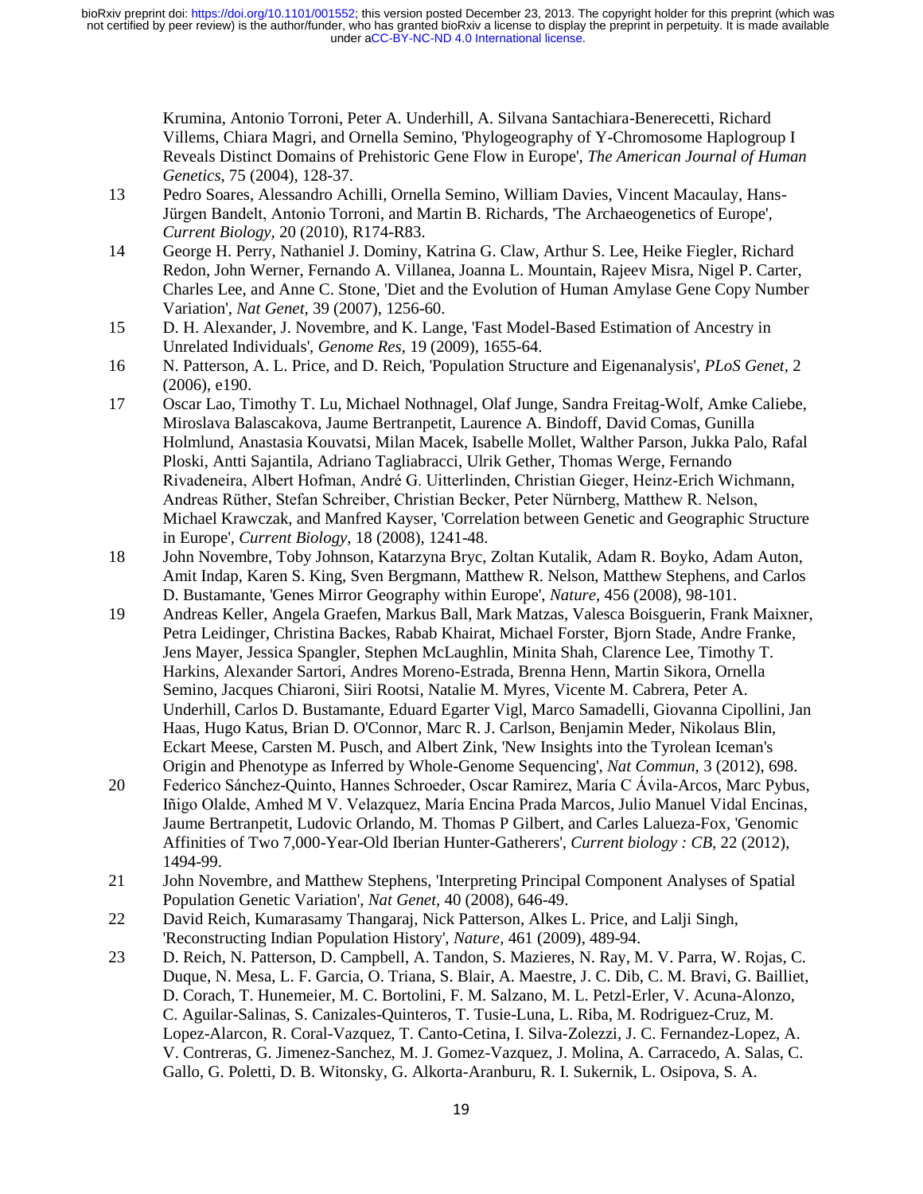Krumina, Antonio Torroni, Peter A. Underhill, A. Silvana Santachiara-Benerecetti, Richard Villems, Chiara Magri, and Ornella Semino, 'Phylogeography of Y-Chromosome Haplogroup I Reveals Distinct Domains of Prehistoric Gene Flow in Europe', *The American Journal of Human Genetics,* 75 (2004), 128-37.

13 Pedro Soares, Alessandro Achilli, Ornella Semino, William Davies, Vincent Macaulay, Hans-Jürgen Bandelt, Antonio Torroni, and Martin B. Richards, 'The Archaeogenetics of Europe', *Current Biology,* 20 (2010), R174-R83.

14 George H. Perry, Nathaniel J. Dominy, Katrina G. Claw, Arthur S. Lee, Heike Fiegler, Richard Redon, John Werner, Fernando A. Villanea, Joanna L. Mountain, Rajeev Misra, Nigel P. Carter, Charles Lee, and Anne C. Stone, 'Diet and the Evolution of Human Amylase Gene Copy Number Variation', *Nat Genet,* 39 (2007), 1256-60.

15 D. H. Alexander, J. Novembre, and K. Lange, 'Fast Model-Based Estimation of Ancestry in Unrelated Individuals', *Genome Res,* 19 (2009), 1655-64.

16 N. Patterson, A. L. Price, and D. Reich, 'Population Structure and Eigenanalysis', *PLoS Genet,* 2 (2006), e190.

17 Oscar Lao, Timothy T. Lu, Michael Nothnagel, Olaf Junge, Sandra Freitag-Wolf, Amke Caliebe, Miroslava Balascakova, Jaume Bertranpetit, Laurence A. Bindoff, David Comas, Gunilla Holmlund, Anastasia Kouvatsi, Milan Macek, Isabelle Mollet, Walther Parson, Jukka Palo, Rafal Ploski, Antti Sajantila, Adriano Tagliabracci, Ulrik Gether, Thomas Werge, Fernando Rivadeneira, Albert Hofman, André G. Uitterlinden, Christian Gieger, Heinz-Erich Wichmann, Andreas Rüther, Stefan Schreiber, Christian Becker, Peter Nürnberg, Matthew R. Nelson, Michael Krawczak, and Manfred Kayser, 'Correlation between Genetic and Geographic Structure in Europe', *Current Biology,* 18 (2008), 1241-48.

18 John Novembre, Toby Johnson, Katarzyna Bryc, Zoltan Kutalik, Adam R. Boyko, Adam Auton, Amit Indap, Karen S. King, Sven Bergmann, Matthew R. Nelson, Matthew Stephens, and Carlos D. Bustamante, 'Genes Mirror Geography within Europe', *Nature,* 456 (2008), 98-101.

19 Andreas Keller, Angela Graefen, Markus Ball, Mark Matzas, Valesca Boisguerin, Frank Maixner, Petra Leidinger, Christina Backes, Rabab Khairat, Michael Forster, Bjorn Stade, Andre Franke, Jens Mayer, Jessica Spangler, Stephen McLaughlin, Minita Shah, Clarence Lee, Timothy T. Harkins, Alexander Sartori, Andres Moreno-Estrada, Brenna Henn, Martin Sikora, Ornella Semino, Jacques Chiaroni, Siiri Rootsi, Natalie M. Myres, Vicente M. Cabrera, Peter A. Underhill, Carlos D. Bustamante, Eduard Egarter Vigl, Marco Samadelli, Giovanna Cipollini, Jan Haas, Hugo Katus, Brian D. O'Connor, Marc R. J. Carlson, Benjamin Meder, Nikolaus Blin, Eckart Meese, Carsten M. Pusch, and Albert Zink, 'New Insights into the Tyrolean Iceman's Origin and Phenotype as Inferred by Whole-Genome Sequencing', *Nat Commun,* 3 (2012), 698.

20 Federico Sánchez-Quinto, Hannes Schroeder, Oscar Ramirez, María C Ávila-Arcos, Marc Pybus, Iñigo Olalde, Amhed M V. Velazquez, María Encina Prada Marcos, Julio Manuel Vidal Encinas, Jaume Bertranpetit, Ludovic Orlando, M. Thomas P Gilbert, and Carles Lalueza-Fox, 'Genomic Affinities of Two 7,000-Year-Old Iberian Hunter-Gatherers', *Current biology : CB,* 22 (2012), 1494-99.

21 John Novembre, and Matthew Stephens, 'Interpreting Principal Component Analyses of Spatial Population Genetic Variation', *Nat Genet,* 40 (2008), 646-49.

22 David Reich, Kumarasamy Thangaraj, Nick Patterson, Alkes L. Price, and Lalji Singh, 'Reconstructing Indian Population History', *Nature,* 461 (2009), 489-94.

23 D. Reich, N. Patterson, D. Campbell, A. Tandon, S. Mazieres, N. Ray, M. V. Parra, W. Rojas, C. Duque, N. Mesa, L. F. Garcia, O. Triana, S. Blair, A. Maestre, J. C. Dib, C. M. Bravi, G. Bailliet, D. Corach, T. Hunemeier, M. C. Bortolini, F. M. Salzano, M. L. Petzl-Erler, V. Acuna-Alonzo, C. Aguilar-Salinas, S. Canizales-Quinteros, T. Tusie-Luna, L. Riba, M. Rodriguez-Cruz, M. Lopez-Alarcon, R. Coral-Vazquez, T. Canto-Cetina, I. Silva-Zolezzi, J. C. Fernandez-Lopez, A. V. Contreras, G. Jimenez-Sanchez, M. J. Gomez-Vazquez, J. Molina, A. Carracedo, A. Salas, C. Gallo, G. Poletti, D. B. Witonsky, G. Alkorta-Aranburu, R. I. Sukernik, L. Osipova, S. A.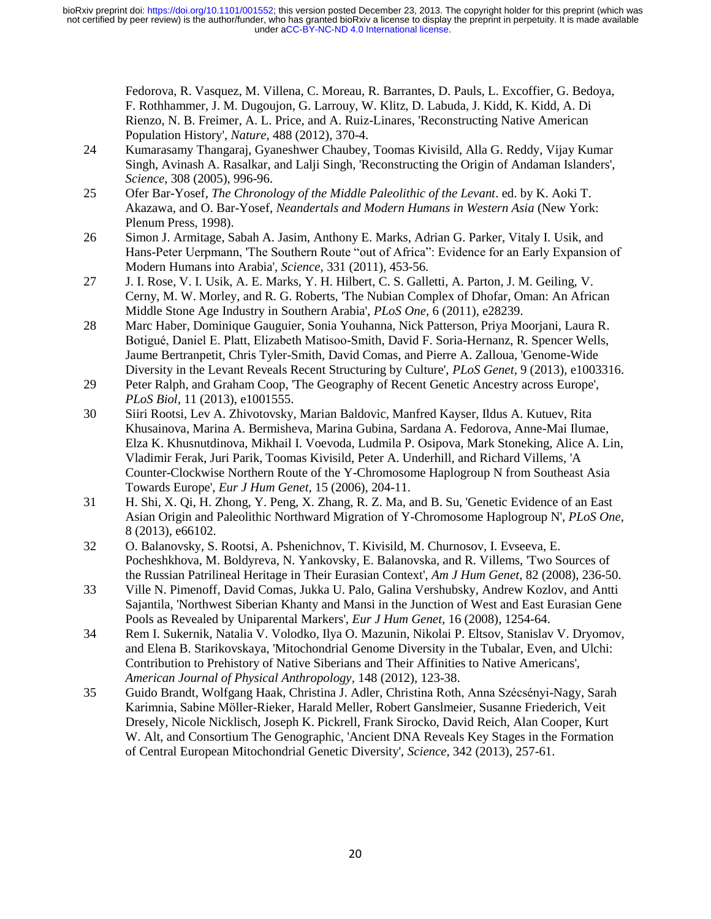Fedorova, R. Vasquez, M. Villena, C. Moreau, R. Barrantes, D. Pauls, L. Excoffier, G. Bedoya, F. Rothhammer, J. M. Dugoujon, G. Larrouy, W. Klitz, D. Labuda, J. Kidd, K. Kidd, A. Di Rienzo, N. B. Freimer, A. L. Price, and A. Ruiz-Linares, 'Reconstructing Native American Population History', *Nature,* 488 (2012), 370-4.

24 Kumarasamy Thangaraj, Gyaneshwer Chaubey, Toomas Kivisild, Alla G. Reddy, Vijay Kumar Singh, Avinash A. Rasalkar, and Lalji Singh, 'Reconstructing the Origin of Andaman Islanders', *Science,* 308 (2005), 996-96.

25 Ofer Bar-Yosef, *The Chronology of the Middle Paleolithic of the Levant*. ed. by K. Aoki T. Akazawa, and O. Bar-Yosef, *Neandertals and Modern Humans in Western Asia* (New York: Plenum Press, 1998).

26 Simon J. Armitage, Sabah A. Jasim, Anthony E. Marks, Adrian G. Parker, Vitaly I. Usik, and Hans-Peter Uerpmann, 'The Southern Route "out of Africa": Evidence for an Early Expansion of Modern Humans into Arabia', *Science,* 331 (2011), 453-56.

27 J. I. Rose, V. I. Usik, A. E. Marks, Y. H. Hilbert, C. S. Galletti, A. Parton, J. M. Geiling, V. Cerny, M. W. Morley, and R. G. Roberts, 'The Nubian Complex of Dhofar, Oman: An African Middle Stone Age Industry in Southern Arabia', *PLoS One,* 6 (2011), e28239.

28 Marc Haber, Dominique Gauguier, Sonia Youhanna, Nick Patterson, Priya Moorjani, Laura R. Botigué, Daniel E. Platt, Elizabeth Matisoo-Smith, David F. Soria-Hernanz, R. Spencer Wells, Jaume Bertranpetit, Chris Tyler-Smith, David Comas, and Pierre A. Zalloua, 'Genome-Wide Diversity in the Levant Reveals Recent Structuring by Culture', *PLoS Genet,* 9 (2013), e1003316.

29 Peter Ralph, and Graham Coop, 'The Geography of Recent Genetic Ancestry across Europe', *PLoS Biol,* 11 (2013), e1001555.

30 Siiri Rootsi, Lev A. Zhivotovsky, Marian Baldovic, Manfred Kayser, Ildus A. Kutuev, Rita Khusainova, Marina A. Bermisheva, Marina Gubina, Sardana A. Fedorova, Anne-Mai Ilumae, Elza K. Khusnutdinova, Mikhail I. Voevoda, Ludmila P. Osipova, Mark Stoneking, Alice A. Lin, Vladimir Ferak, Juri Parik, Toomas Kivisild, Peter A. Underhill, and Richard Villems, 'A Counter-Clockwise Northern Route of the Y-Chromosome Haplogroup N from Southeast Asia Towards Europe', *Eur J Hum Genet,* 15 (2006), 204-11.

31 H. Shi, X. Qi, H. Zhong, Y. Peng, X. Zhang, R. Z. Ma, and B. Su, 'Genetic Evidence of an East Asian Origin and Paleolithic Northward Migration of Y-Chromosome Haplogroup N', *PLoS One,* 8 (2013), e66102.

32 O. Balanovsky, S. Rootsi, A. Pshenichnov, T. Kivisild, M. Churnosov, I. Evseeva, E. Pocheshkhova, M. Boldyreva, N. Yankovsky, E. Balanovska, and R. Villems, 'Two Sources of the Russian Patrilineal Heritage in Their Eurasian Context', *Am J Hum Genet,* 82 (2008), 236-50.

33 Ville N. Pimenoff, David Comas, Jukka U. Palo, Galina Vershubsky, Andrew Kozlov, and Antti Sajantila, 'Northwest Siberian Khanty and Mansi in the Junction of West and East Eurasian Gene Pools as Revealed by Uniparental Markers', *Eur J Hum Genet,* 16 (2008), 1254-64.

34 Rem I. Sukernik, Natalia V. Volodko, Ilya O. Mazunin, Nikolai P. Eltsov, Stanislav V. Dryomov, and Elena B. Starikovskaya, 'Mitochondrial Genome Diversity in the Tubalar, Even, and Ulchi: Contribution to Prehistory of Native Siberians and Their Affinities to Native Americans', *American Journal of Physical Anthropology,* 148 (2012), 123-38.

35 Guido Brandt, Wolfgang Haak, Christina J. Adler, Christina Roth, Anna Szécsényi-Nagy, Sarah Karimnia, Sabine Möller-Rieker, Harald Meller, Robert Ganslmeier, Susanne Friederich, Veit Dresely, Nicole Nicklisch, Joseph K. Pickrell, Frank Sirocko, David Reich, Alan Cooper, Kurt W. Alt, and Consortium The Genographic, 'Ancient DNA Reveals Key Stages in the Formation of Central European Mitochondrial Genetic Diversity', *Science,* 342 (2013), 257-61.